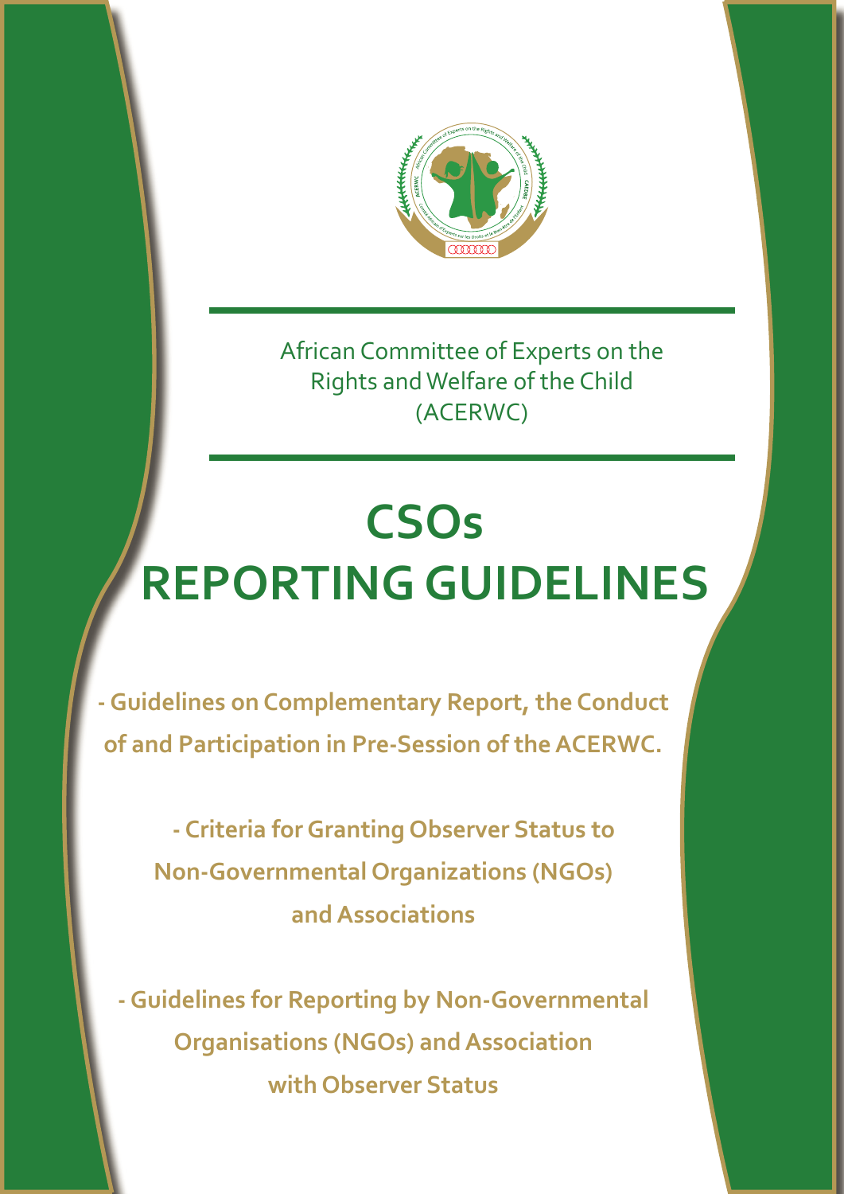African Committee of Experts on the Rights and Welfare of the Child (ACERWC)

# CSOs REPORTING GUIDELINES

**- Guidelines on Complementary Report, the Conduct of and Participation in Pre-Session of the ACERWC.**

**- Criteria for Granting Observer Status to Non-Governmental Organizations (NGOs) and Associations**

**- Guidelines for Reporting by Non-Governmental Organisations (NGOs) and Association with Observer Status**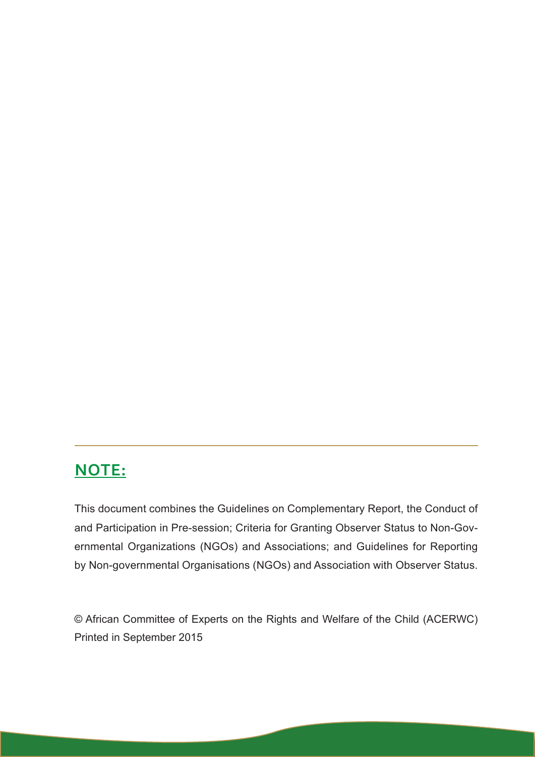## NOTE:

This document combines the Guidelines on Complementary Report, the Conduct of and Participation in Pre-session; Criteria for Granting Observer Status to Non-Governmental Organizations (NGOs) and Associations; and Guidelines for Reporting by Non-governmental Organisations (NGOs) and Association with Observer Status.

© African Committee of Experts on the Rights and Welfare of the Child (ACERWC)
Printed in September 2015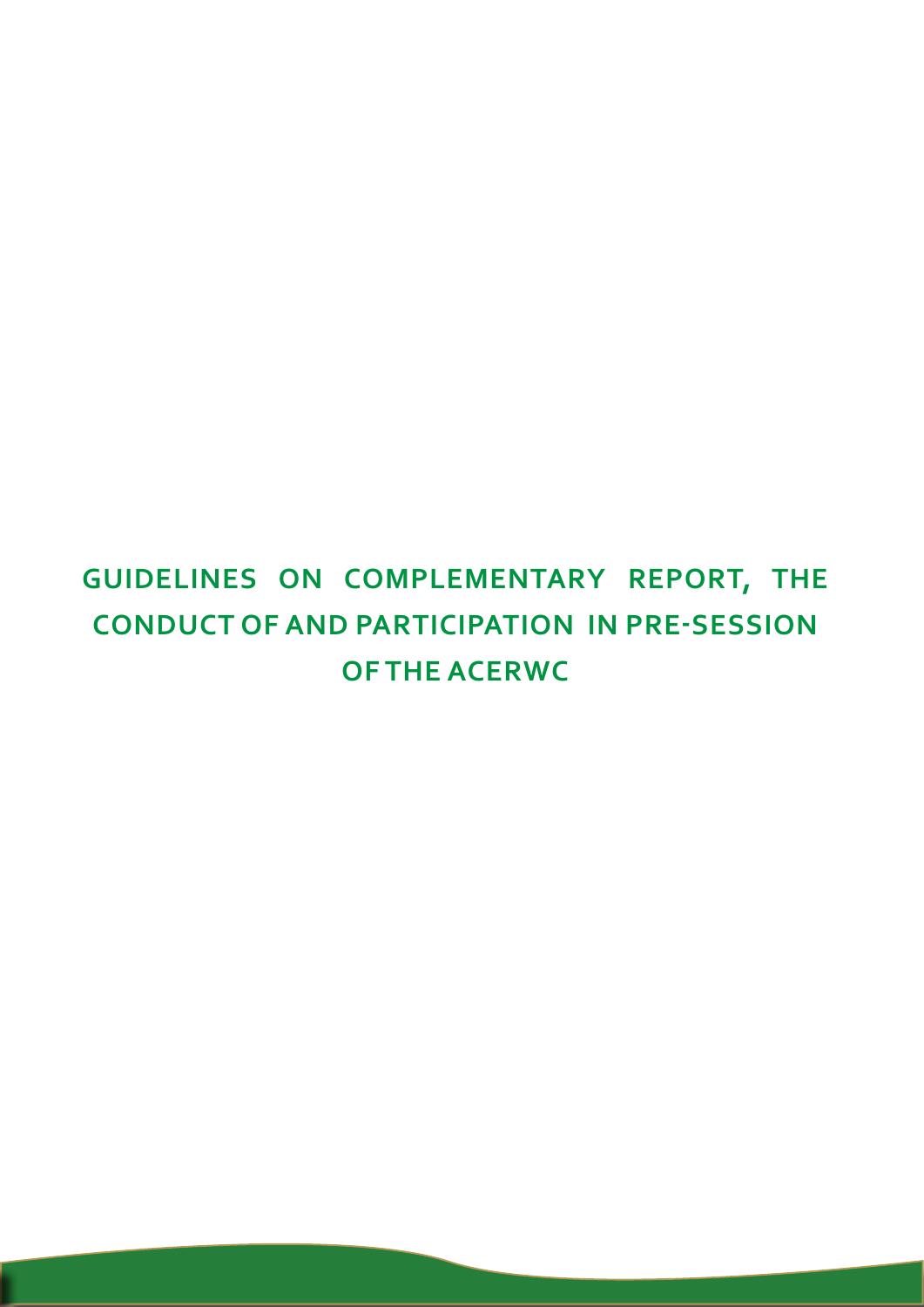# GUIDELINES ON COMPLEMENTARY REPORT, THE CONDUCT OF AND PARTICIPATION IN PRE-SESSION OF THE ACERWC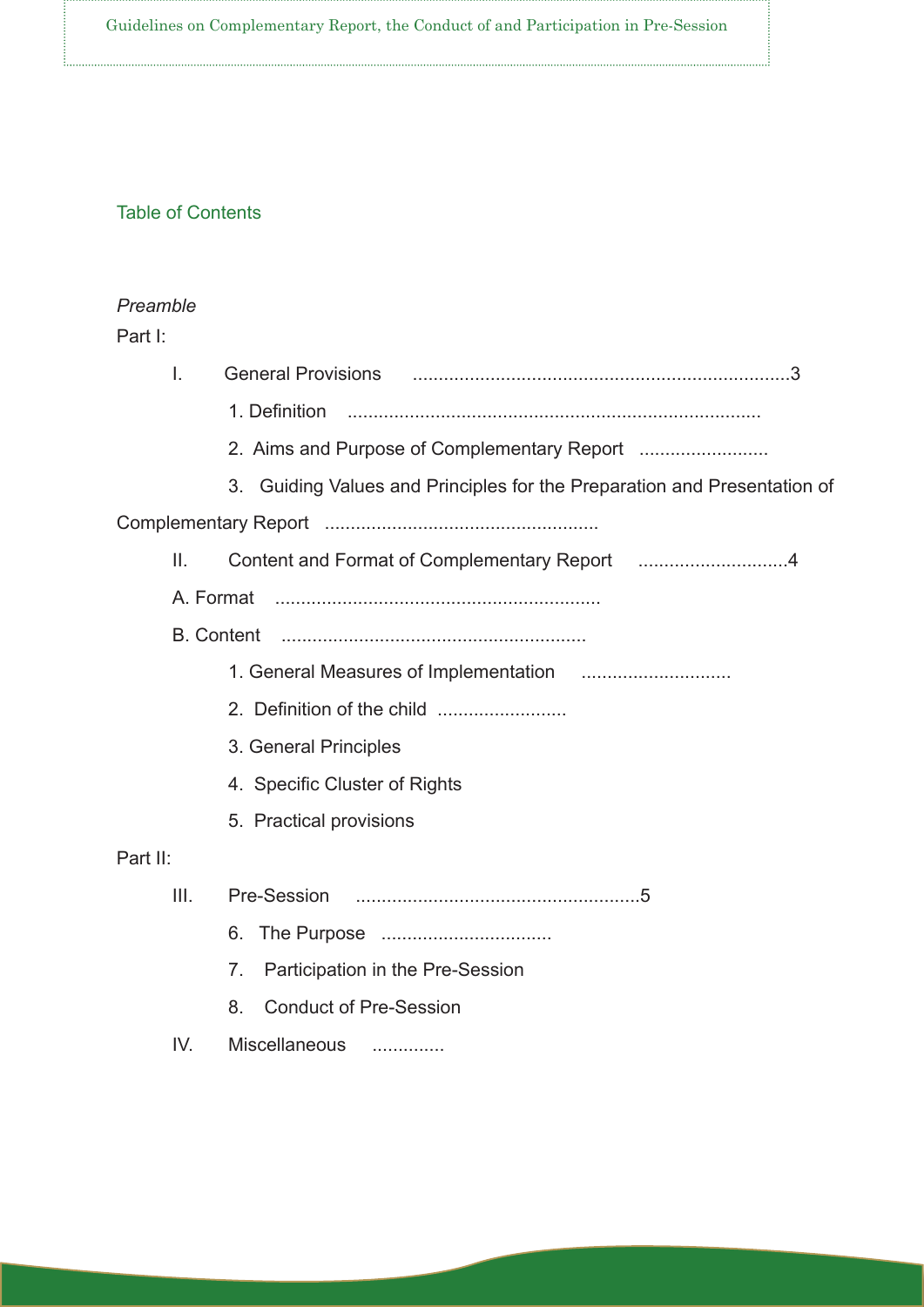## Table of Contents

*Preamble*

Part I:

- I. General Provisions ........................................................................3
  - 1. Definition ...............................................................................
  - 2. Aims and Purpose of Complementary Report .........................
  - 3. Guiding Values and Principles for the Preparation and Presentation of Complementary Report ....................................................
- II. Content and Format of Complementary Report .............................4
  - A. Format ..............................................................
  - B. Content ..........................................................
    - 1. General Measures of Implementation .............................
    - 2. Definition of the child .........................
    - 3. General Principles
    - 4. Specific Cluster of Rights
    - 5. Practical provisions

Part II:

- III. Pre-Session ......................................................5
  - 6. The Purpose .................................
  - 7. Participation in the Pre-Session
  - 8. Conduct of Pre-Session
- IV. Miscellaneous ..............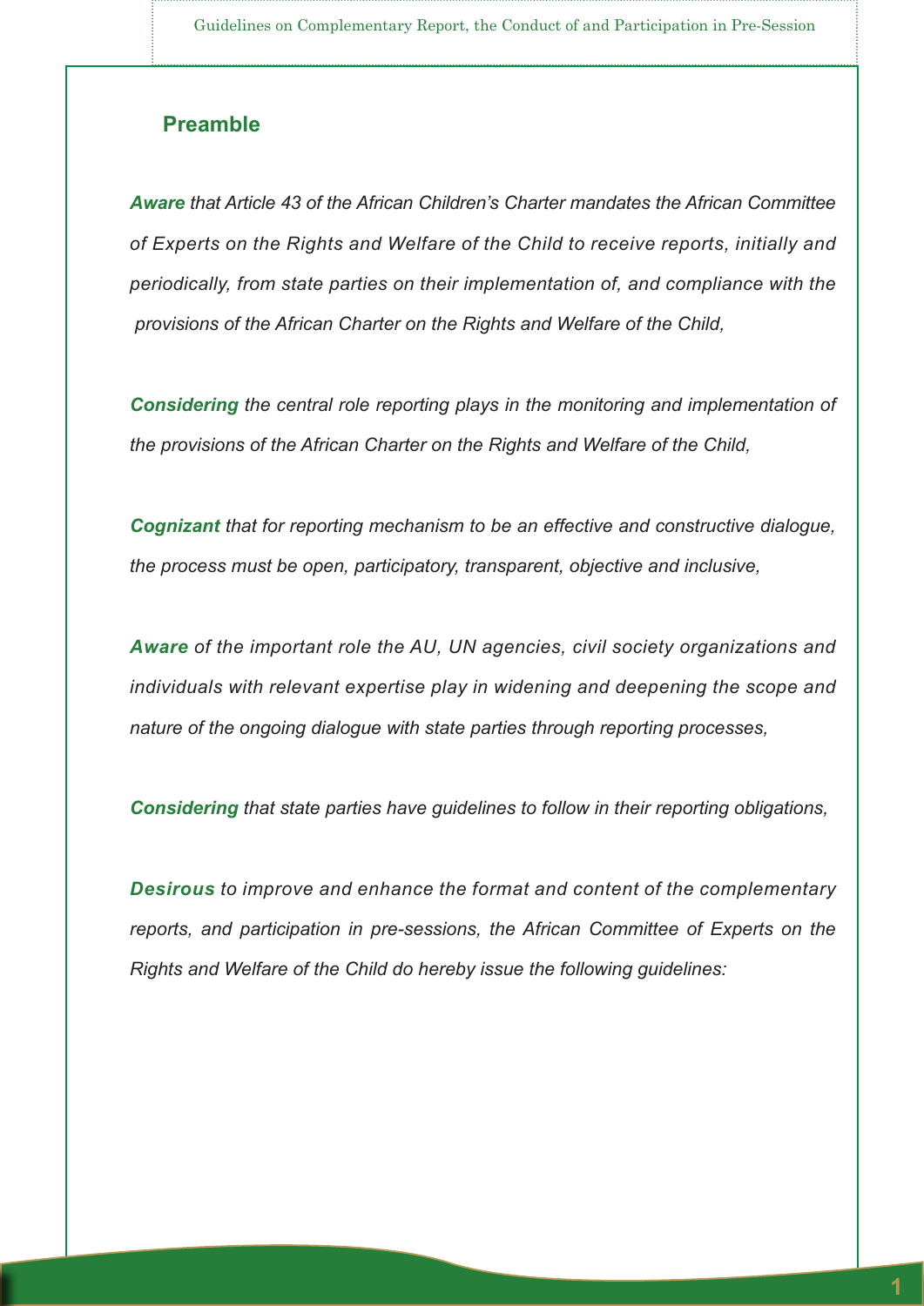## Preamble

***Aware*** *that Article 43 of the African Children's Charter mandates the African Committee of Experts on the Rights and Welfare of the Child to receive reports, initially and periodically, from state parties on their implementation of, and compliance with the provisions of the African Charter on the Rights and Welfare of the Child,*

***Considering*** *the central role reporting plays in the monitoring and implementation of the provisions of the African Charter on the Rights and Welfare of the Child,*

***Cognizant*** *that for reporting mechanism to be an effective and constructive dialogue, the process must be open, participatory, transparent, objective and inclusive,*

***Aware*** *of the important role the AU, UN agencies, civil society organizations and individuals with relevant expertise play in widening and deepening the scope and nature of the ongoing dialogue with state parties through reporting processes,*

***Considering*** *that state parties have guidelines to follow in their reporting obligations,*

***Desirous*** *to improve and enhance the format and content of the complementary reports, and participation in pre-sessions, the African Committee of Experts on the Rights and Welfare of the Child do hereby issue the following guidelines:*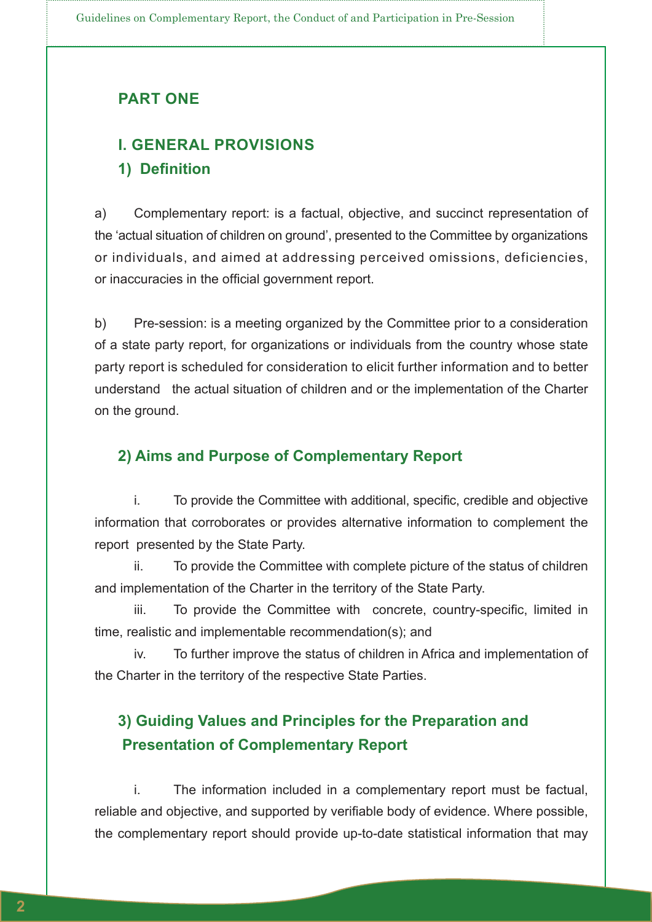# PART ONE

## I. GENERAL PROVISIONS

### 1) Definition

a) Complementary report: is a factual, objective, and succinct representation of the 'actual situation of children on ground', presented to the Committee by organizations or individuals, and aimed at addressing perceived omissions, deficiencies, or inaccuracies in the official government report.

b) Pre-session: is a meeting organized by the Committee prior to a consideration of a state party report, for organizations or individuals from the country whose state party report is scheduled for consideration to elicit further information and to better understand the actual situation of children and or the implementation of the Charter on the ground.

### 2) Aims and Purpose of Complementary Report

i. To provide the Committee with additional, specific, credible and objective information that corroborates or provides alternative information to complement the report presented by the State Party.

ii. To provide the Committee with complete picture of the status of children and implementation of the Charter in the territory of the State Party.

iii. To provide the Committee with concrete, country-specific, limited in time, realistic and implementable recommendation(s); and

iv. To further improve the status of children in Africa and implementation of the Charter in the territory of the respective State Parties.

### 3) Guiding Values and Principles for the Preparation and Presentation of Complementary Report

i. The information included in a complementary report must be factual, reliable and objective, and supported by verifiable body of evidence. Where possible, the complementary report should provide up-to-date statistical information that may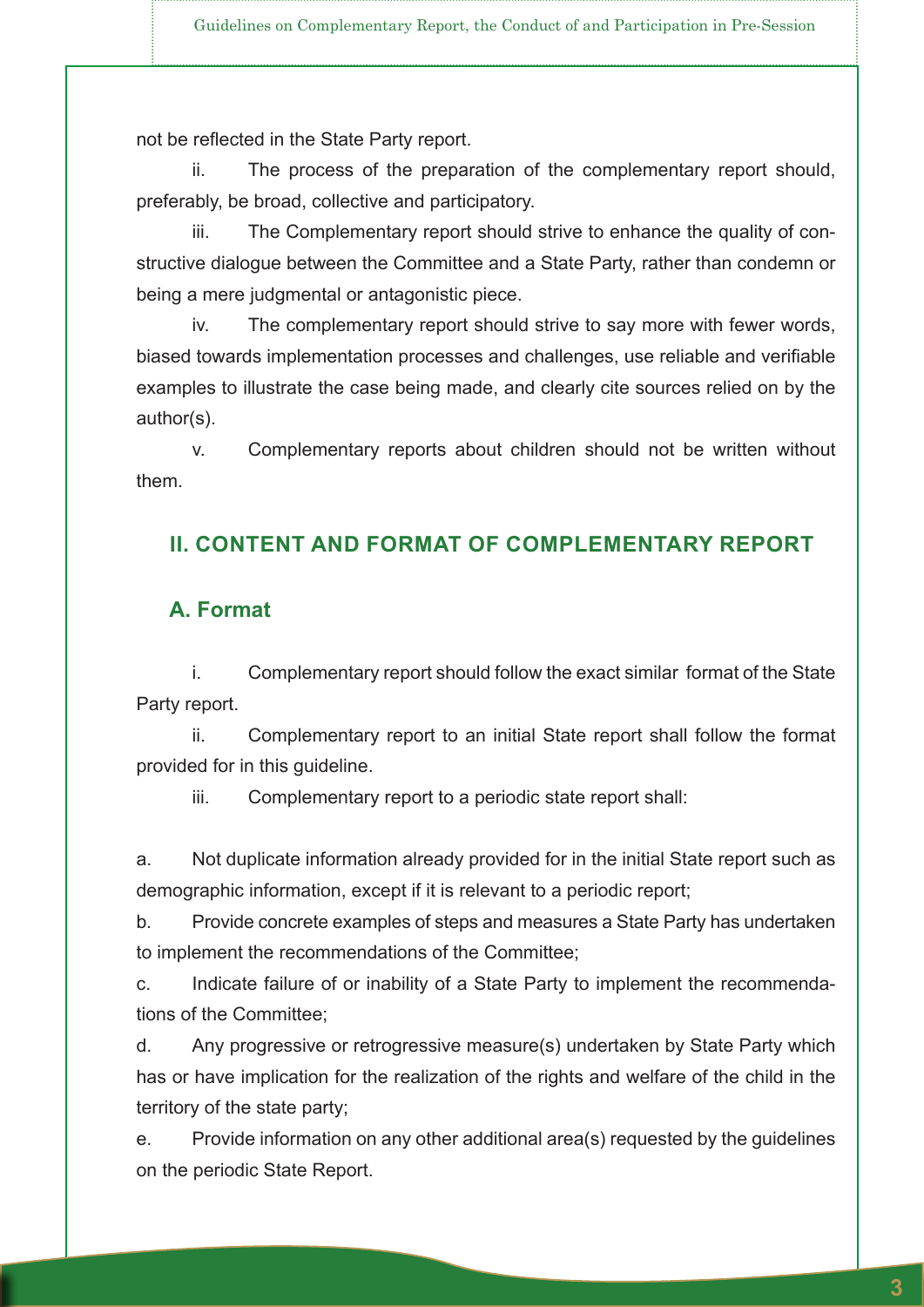not be reflected in the State Party report.

ii. The process of the preparation of the complementary report should, preferably, be broad, collective and participatory.

iii. The Complementary report should strive to enhance the quality of constructive dialogue between the Committee and a State Party, rather than condemn or being a mere judgmental or antagonistic piece.

iv. The complementary report should strive to say more with fewer words, biased towards implementation processes and challenges, use reliable and verifiable examples to illustrate the case being made, and clearly cite sources relied on by the author(s).

v. Complementary reports about children should not be written without them.

## II. CONTENT AND FORMAT OF COMPLEMENTARY REPORT

### A. Format

i. Complementary report should follow the exact similar format of the State Party report.

ii. Complementary report to an initial State report shall follow the format provided for in this guideline.

iii. Complementary report to a periodic state report shall:

a. Not duplicate information already provided for in the initial State report such as demographic information, except if it is relevant to a periodic report;

b. Provide concrete examples of steps and measures a State Party has undertaken to implement the recommendations of the Committee;

c. Indicate failure of or inability of a State Party to implement the recommendations of the Committee;

d. Any progressive or retrogressive measure(s) undertaken by State Party which has or have implication for the realization of the rights and welfare of the child in the territory of the state party;

e. Provide information on any other additional area(s) requested by the guidelines on the periodic State Report.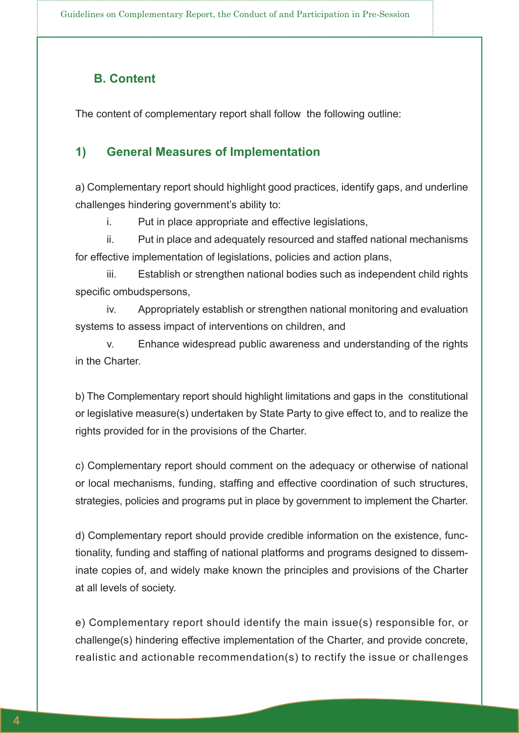## B. Content

The content of complementary report shall follow the following outline:

### 1) General Measures of Implementation

a) Complementary report should highlight good practices, identify gaps, and underline challenges hindering government's ability to:

i. Put in place appropriate and effective legislations,

ii. Put in place and adequately resourced and staffed national mechanisms for effective implementation of legislations, policies and action plans,

iii. Establish or strengthen national bodies such as independent child rights specific ombudspersons,

iv. Appropriately establish or strengthen national monitoring and evaluation systems to assess impact of interventions on children, and

v. Enhance widespread public awareness and understanding of the rights in the Charter.

b) The Complementary report should highlight limitations and gaps in the constitutional or legislative measure(s) undertaken by State Party to give effect to, and to realize the rights provided for in the provisions of the Charter.

c) Complementary report should comment on the adequacy or otherwise of national or local mechanisms, funding, staffing and effective coordination of such structures, strategies, policies and programs put in place by government to implement the Charter.

d) Complementary report should provide credible information on the existence, functionality, funding and staffing of national platforms and programs designed to disseminate copies of, and widely make known the principles and provisions of the Charter at all levels of society.

e) Complementary report should identify the main issue(s) responsible for, or challenge(s) hindering effective implementation of the Charter, and provide concrete, realistic and actionable recommendation(s) to rectify the issue or challenges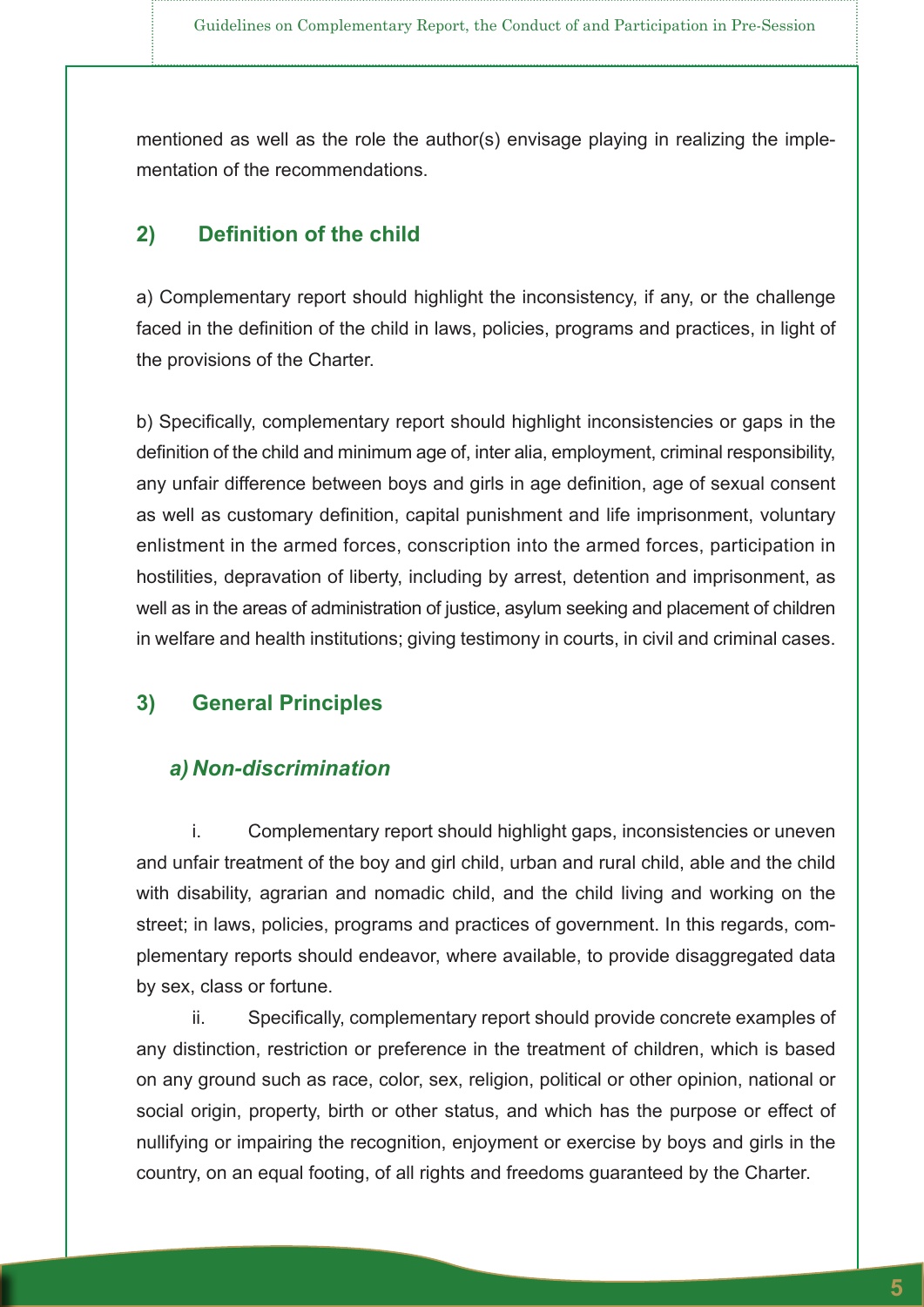mentioned as well as the role the author(s) envisage playing in realizing the implementation of the recommendations.

## 2) Definition of the child

a) Complementary report should highlight the inconsistency, if any, or the challenge faced in the definition of the child in laws, policies, programs and practices, in light of the provisions of the Charter.

b) Specifically, complementary report should highlight inconsistencies or gaps in the definition of the child and minimum age of, inter alia, employment, criminal responsibility, any unfair difference between boys and girls in age definition, age of sexual consent as well as customary definition, capital punishment and life imprisonment, voluntary enlistment in the armed forces, conscription into the armed forces, participation in hostilities, depravation of liberty, including by arrest, detention and imprisonment, as well as in the areas of administration of justice, asylum seeking and placement of children in welfare and health institutions; giving testimony in courts, in civil and criminal cases.

## 3) General Principles

### *a) Non-discrimination*

i. Complementary report should highlight gaps, inconsistencies or uneven and unfair treatment of the boy and girl child, urban and rural child, able and the child with disability, agrarian and nomadic child, and the child living and working on the street; in laws, policies, programs and practices of government. In this regards, complementary reports should endeavor, where available, to provide disaggregated data by sex, class or fortune.

ii. Specifically, complementary report should provide concrete examples of any distinction, restriction or preference in the treatment of children, which is based on any ground such as race, color, sex, religion, political or other opinion, national or social origin, property, birth or other status, and which has the purpose or effect of nullifying or impairing the recognition, enjoyment or exercise by boys and girls in the country, on an equal footing, of all rights and freedoms guaranteed by the Charter.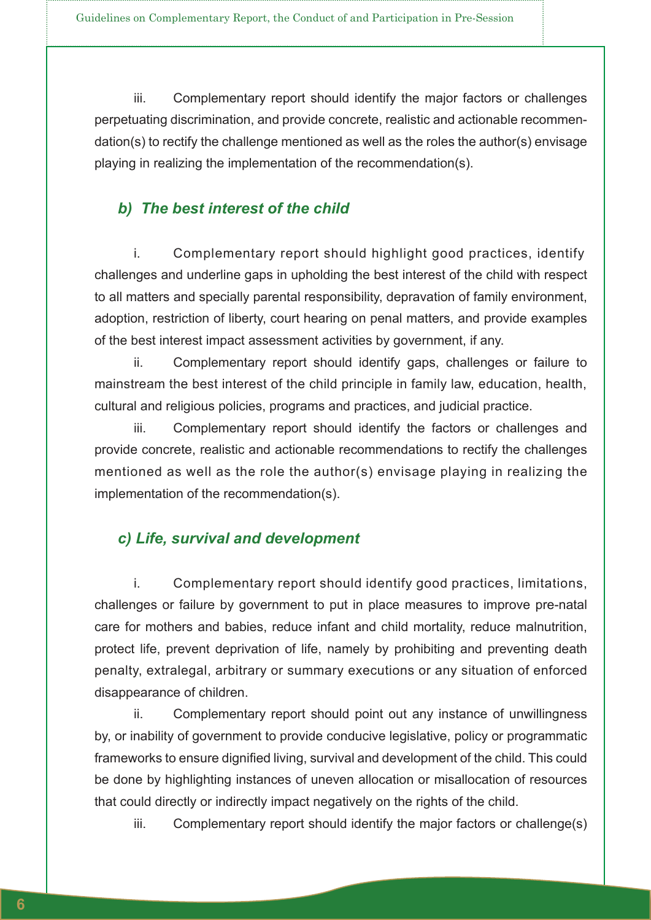iii. Complementary report should identify the major factors or challenges perpetuating discrimination, and provide concrete, realistic and actionable recommendation(s) to rectify the challenge mentioned as well as the roles the author(s) envisage playing in realizing the implementation of the recommendation(s).

### *b) The best interest of the child*

i. Complementary report should highlight good practices, identify challenges and underline gaps in upholding the best interest of the child with respect to all matters and specially parental responsibility, depravation of family environment, adoption, restriction of liberty, court hearing on penal matters, and provide examples of the best interest impact assessment activities by government, if any.

ii. Complementary report should identify gaps, challenges or failure to mainstream the best interest of the child principle in family law, education, health, cultural and religious policies, programs and practices, and judicial practice.

iii. Complementary report should identify the factors or challenges and provide concrete, realistic and actionable recommendations to rectify the challenges mentioned as well as the role the author(s) envisage playing in realizing the implementation of the recommendation(s).

### *c) Life, survival and development*

i. Complementary report should identify good practices, limitations, challenges or failure by government to put in place measures to improve pre-natal care for mothers and babies, reduce infant and child mortality, reduce malnutrition, protect life, prevent deprivation of life, namely by prohibiting and preventing death penalty, extralegal, arbitrary or summary executions or any situation of enforced disappearance of children.

ii. Complementary report should point out any instance of unwillingness by, or inability of government to provide conducive legislative, policy or programmatic frameworks to ensure dignified living, survival and development of the child. This could be done by highlighting instances of uneven allocation or misallocation of resources that could directly or indirectly impact negatively on the rights of the child.

iii. Complementary report should identify the major factors or challenge(s)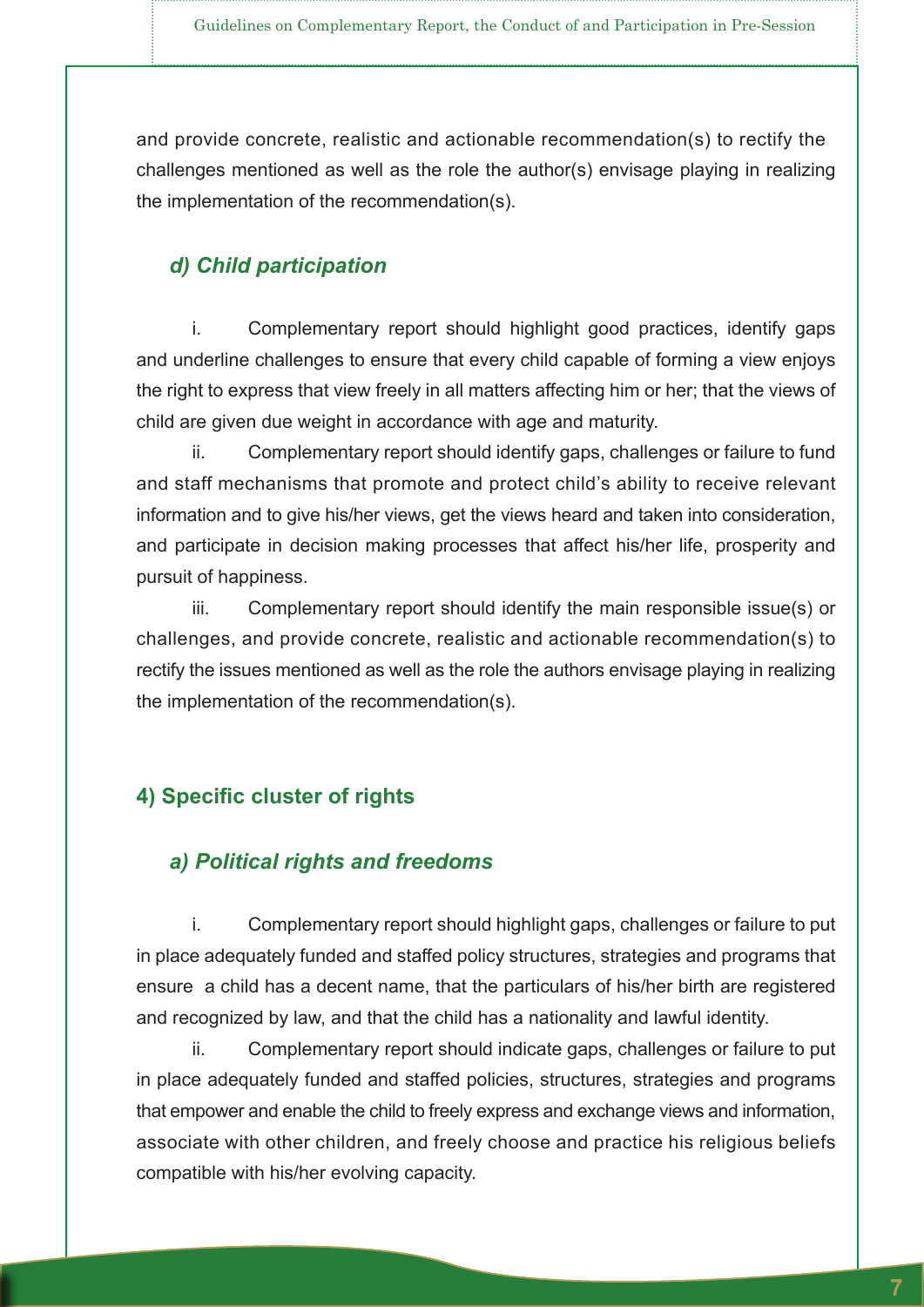and provide concrete, realistic and actionable recommendation(s) to rectify the challenges mentioned as well as the role the author(s) envisage playing in realizing the implementation of the recommendation(s).

### *d) Child participation*

i. Complementary report should highlight good practices, identify gaps and underline challenges to ensure that every child capable of forming a view enjoys the right to express that view freely in all matters affecting him or her; that the views of child are given due weight in accordance with age and maturity.

ii. Complementary report should identify gaps, challenges or failure to fund and staff mechanisms that promote and protect child's ability to receive relevant information and to give his/her views, get the views heard and taken into consideration, and participate in decision making processes that affect his/her life, prosperity and pursuit of happiness.

iii. Complementary report should identify the main responsible issue(s) or challenges, and provide concrete, realistic and actionable recommendation(s) to rectify the issues mentioned as well as the role the authors envisage playing in realizing the implementation of the recommendation(s).

## 4) Specific cluster of rights

### *a) Political rights and freedoms*

i. Complementary report should highlight gaps, challenges or failure to put in place adequately funded and staffed policy structures, strategies and programs that ensure a child has a decent name, that the particulars of his/her birth are registered and recognized by law, and that the child has a nationality and lawful identity.

ii. Complementary report should indicate gaps, challenges or failure to put in place adequately funded and staffed policies, structures, strategies and programs that empower and enable the child to freely express and exchange views and information, associate with other children, and freely choose and practice his religious beliefs compatible with his/her evolving capacity.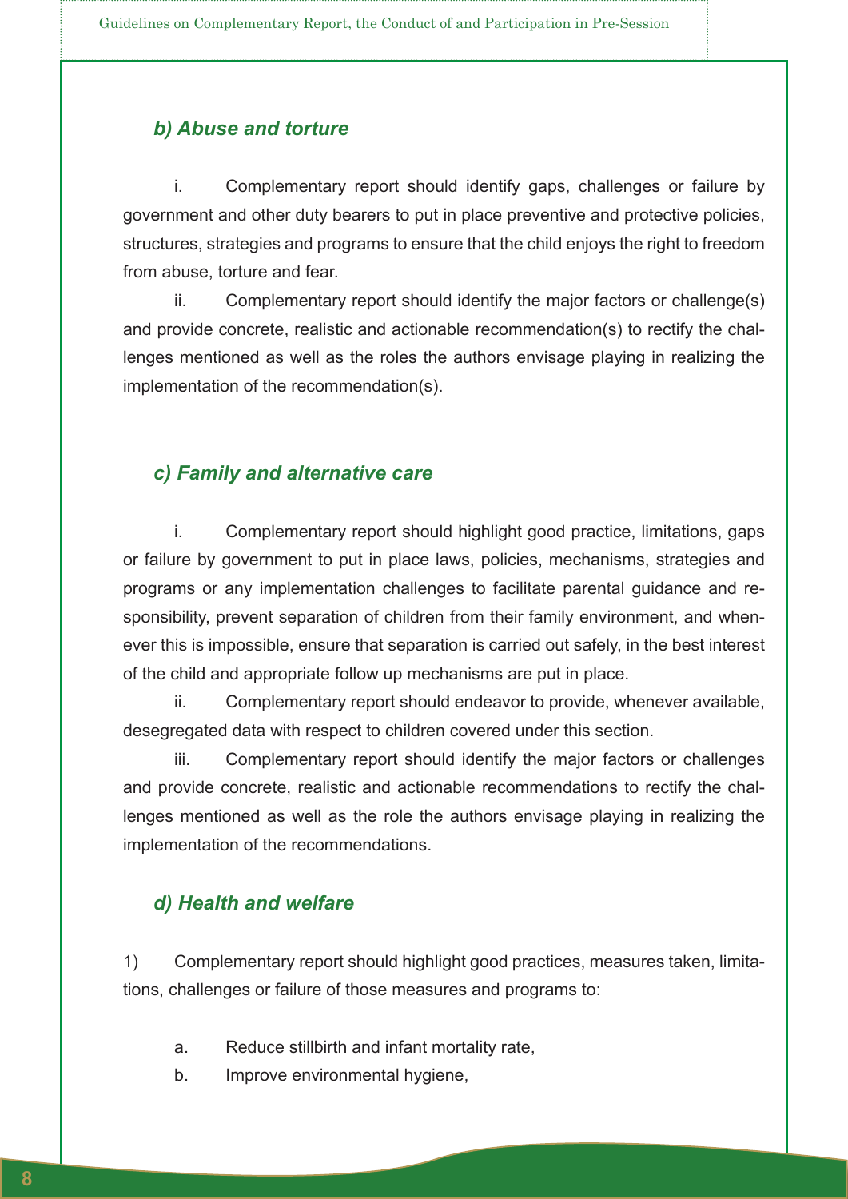### *b) Abuse and torture*

i. Complementary report should identify gaps, challenges or failure by government and other duty bearers to put in place preventive and protective policies, structures, strategies and programs to ensure that the child enjoys the right to freedom from abuse, torture and fear.

ii. Complementary report should identify the major factors or challenge(s) and provide concrete, realistic and actionable recommendation(s) to rectify the challenges mentioned as well as the roles the authors envisage playing in realizing the implementation of the recommendation(s).

### *c) Family and alternative care*

i. Complementary report should highlight good practice, limitations, gaps or failure by government to put in place laws, policies, mechanisms, strategies and programs or any implementation challenges to facilitate parental guidance and responsibility, prevent separation of children from their family environment, and whenever this is impossible, ensure that separation is carried out safely, in the best interest of the child and appropriate follow up mechanisms are put in place.

ii. Complementary report should endeavor to provide, whenever available, desegregated data with respect to children covered under this section.

iii. Complementary report should identify the major factors or challenges and provide concrete, realistic and actionable recommendations to rectify the challenges mentioned as well as the role the authors envisage playing in realizing the implementation of the recommendations.

### *d) Health and welfare*

1) Complementary report should highlight good practices, measures taken, limitations, challenges or failure of those measures and programs to:

a. Reduce stillbirth and infant mortality rate,

b. Improve environmental hygiene,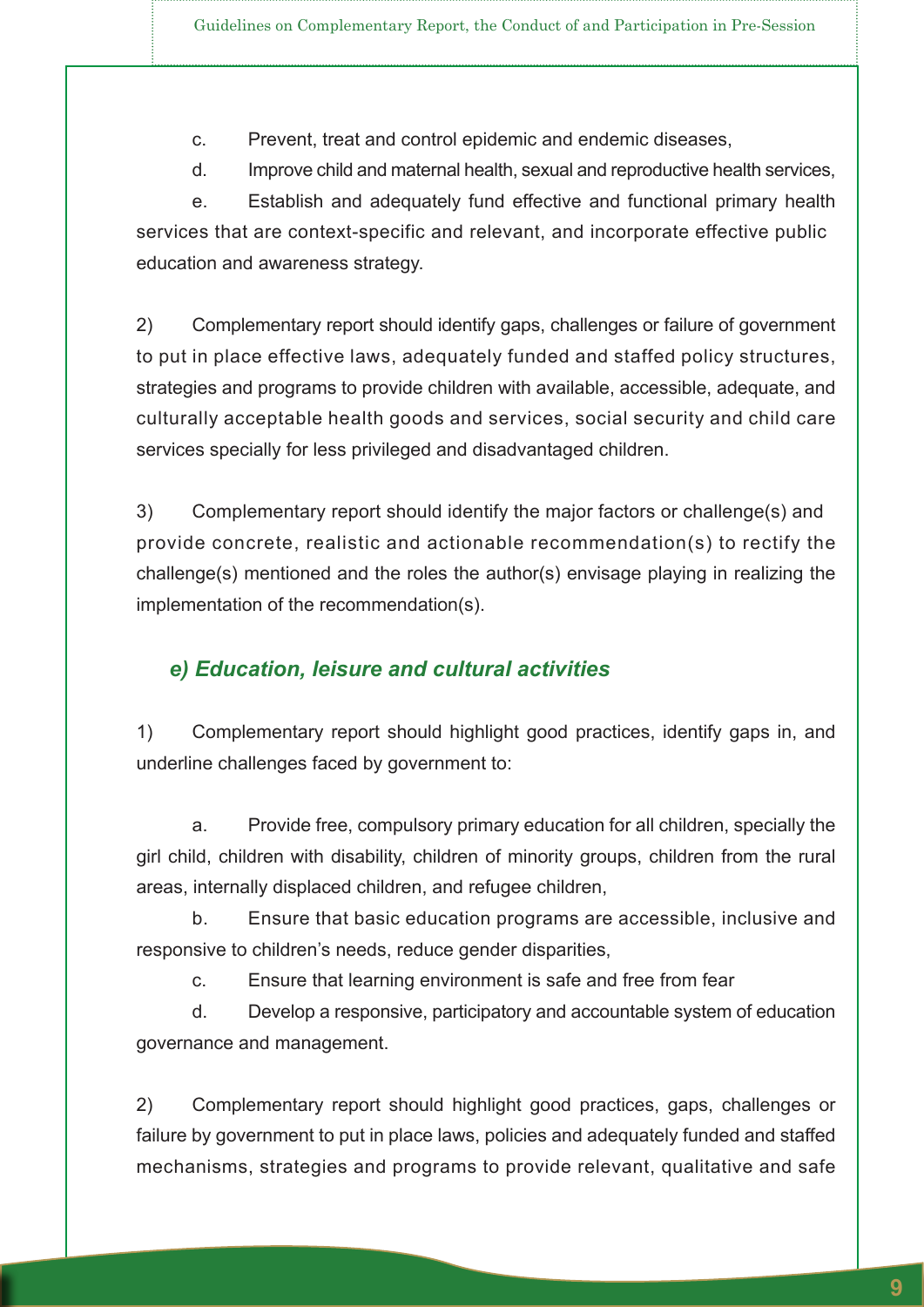c. Prevent, treat and control epidemic and endemic diseases,

d. Improve child and maternal health, sexual and reproductive health services,

e. Establish and adequately fund effective and functional primary health services that are context-specific and relevant, and incorporate effective public education and awareness strategy.

2) Complementary report should identify gaps, challenges or failure of government to put in place effective laws, adequately funded and staffed policy structures, strategies and programs to provide children with available, accessible, adequate, and culturally acceptable health goods and services, social security and child care services specially for less privileged and disadvantaged children.

3) Complementary report should identify the major factors or challenge(s) and provide concrete, realistic and actionable recommendation(s) to rectify the challenge(s) mentioned and the roles the author(s) envisage playing in realizing the implementation of the recommendation(s).

### *e) Education, leisure and cultural activities*

1) Complementary report should highlight good practices, identify gaps in, and underline challenges faced by government to:

a. Provide free, compulsory primary education for all children, specially the girl child, children with disability, children of minority groups, children from the rural areas, internally displaced children, and refugee children,

b. Ensure that basic education programs are accessible, inclusive and responsive to children's needs, reduce gender disparities,

c. Ensure that learning environment is safe and free from fear

d. Develop a responsive, participatory and accountable system of education governance and management.

2) Complementary report should highlight good practices, gaps, challenges or failure by government to put in place laws, policies and adequately funded and staffed mechanisms, strategies and programs to provide relevant, qualitative and safe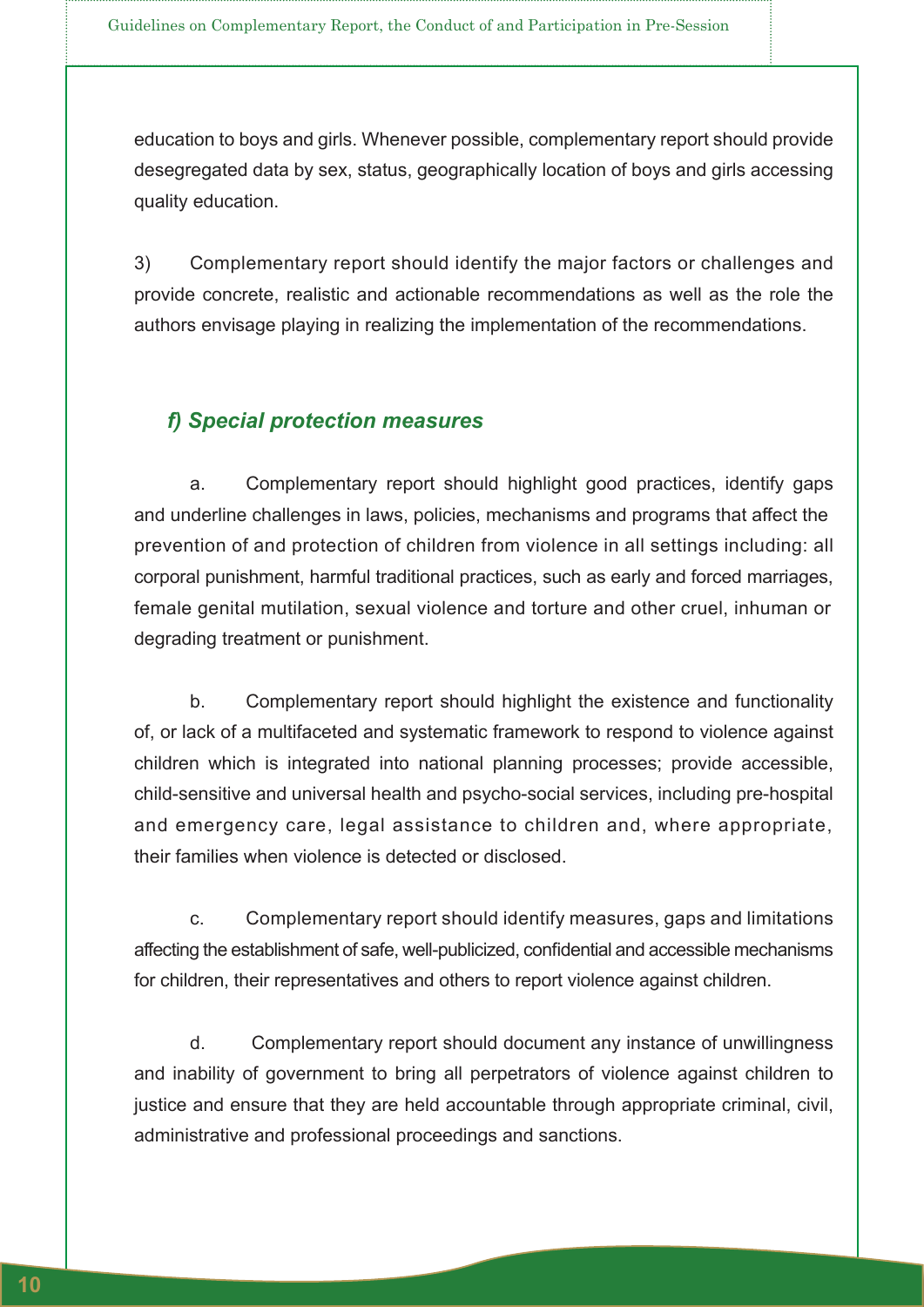education to boys and girls. Whenever possible, complementary report should provide desegregated data by sex, status, geographically location of boys and girls accessing quality education.

3) Complementary report should identify the major factors or challenges and provide concrete, realistic and actionable recommendations as well as the role the authors envisage playing in realizing the implementation of the recommendations.

### *f) Special protection measures*

a. Complementary report should highlight good practices, identify gaps and underline challenges in laws, policies, mechanisms and programs that affect the prevention of and protection of children from violence in all settings including: all corporal punishment, harmful traditional practices, such as early and forced marriages, female genital mutilation, sexual violence and torture and other cruel, inhuman or degrading treatment or punishment.

b. Complementary report should highlight the existence and functionality of, or lack of a multifaceted and systematic framework to respond to violence against children which is integrated into national planning processes; provide accessible, child-sensitive and universal health and psycho-social services, including pre-hospital and emergency care, legal assistance to children and, where appropriate, their families when violence is detected or disclosed.

c. Complementary report should identify measures, gaps and limitations affecting the establishment of safe, well-publicized, confidential and accessible mechanisms for children, their representatives and others to report violence against children.

d. Complementary report should document any instance of unwillingness and inability of government to bring all perpetrators of violence against children to justice and ensure that they are held accountable through appropriate criminal, civil, administrative and professional proceedings and sanctions.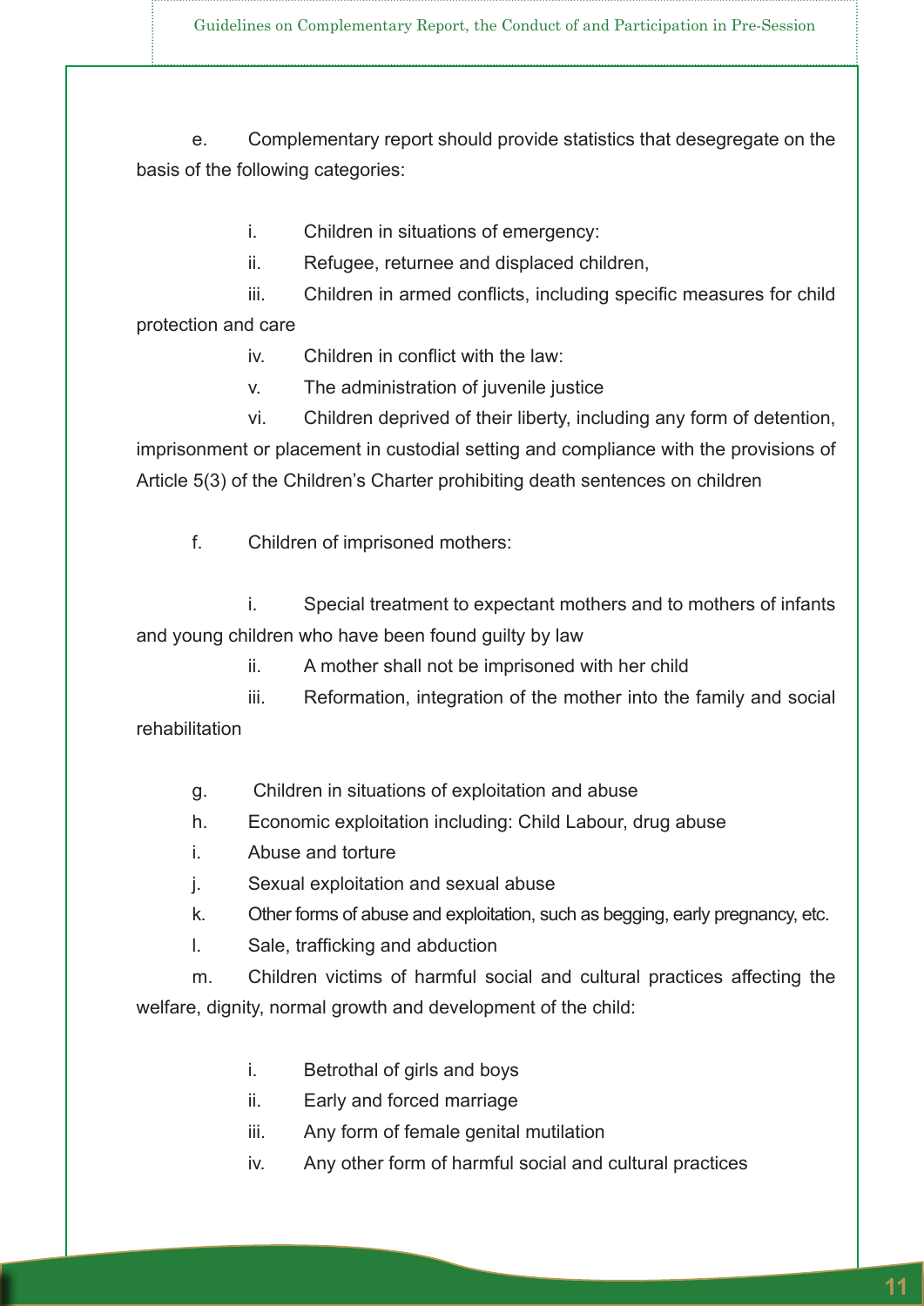e. Complementary report should provide statistics that desegregate on the basis of the following categories:

i. Children in situations of emergency:

ii. Refugee, returnee and displaced children,

iii. Children in armed conflicts, including specific measures for child protection and care

iv. Children in conflict with the law:

v. The administration of juvenile justice

vi. Children deprived of their liberty, including any form of detention, imprisonment or placement in custodial setting and compliance with the provisions of Article 5(3) of the Children's Charter prohibiting death sentences on children

f. Children of imprisoned mothers:

i. Special treatment to expectant mothers and to mothers of infants and young children who have been found guilty by law

ii. A mother shall not be imprisoned with her child

iii. Reformation, integration of the mother into the family and social rehabilitation

g. Children in situations of exploitation and abuse

h. Economic exploitation including: Child Labour, drug abuse

i. Abuse and torture

j. Sexual exploitation and sexual abuse

k. Other forms of abuse and exploitation, such as begging, early pregnancy, etc.

l. Sale, trafficking and abduction

m. Children victims of harmful social and cultural practices affecting the welfare, dignity, normal growth and development of the child:

i. Betrothal of girls and boys

ii. Early and forced marriage

iii. Any form of female genital mutilation

iv. Any other form of harmful social and cultural practices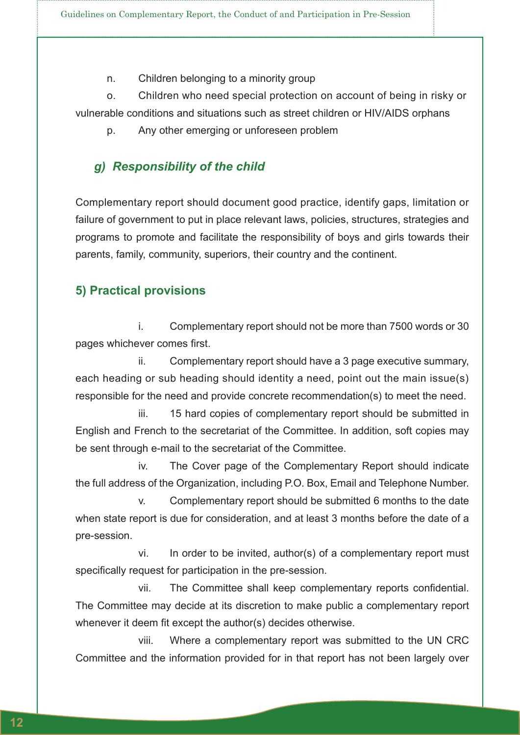n. Children belonging to a minority group

o. Children who need special protection on account of being in risky or vulnerable conditions and situations such as street children or HIV/AIDS orphans

p. Any other emerging or unforeseen problem

### *g) Responsibility of the child*

Complementary report should document good practice, identify gaps, limitation or failure of government to put in place relevant laws, policies, structures, strategies and programs to promote and facilitate the responsibility of boys and girls towards their parents, family, community, superiors, their country and the continent.

## 5) Practical provisions

i. Complementary report should not be more than 7500 words or 30 pages whichever comes first.

ii. Complementary report should have a 3 page executive summary, each heading or sub heading should identity a need, point out the main issue(s) responsible for the need and provide concrete recommendation(s) to meet the need.

iii. 15 hard copies of complementary report should be submitted in English and French to the secretariat of the Committee. In addition, soft copies may be sent through e-mail to the secretariat of the Committee.

iv. The Cover page of the Complementary Report should indicate the full address of the Organization, including P.O. Box, Email and Telephone Number.

v. Complementary report should be submitted 6 months to the date when state report is due for consideration, and at least 3 months before the date of a pre-session.

vi. In order to be invited, author(s) of a complementary report must specifically request for participation in the pre-session.

vii. The Committee shall keep complementary reports confidential. The Committee may decide at its discretion to make public a complementary report whenever it deem fit except the author(s) decides otherwise.

viii. Where a complementary report was submitted to the UN CRC Committee and the information provided for in that report has not been largely over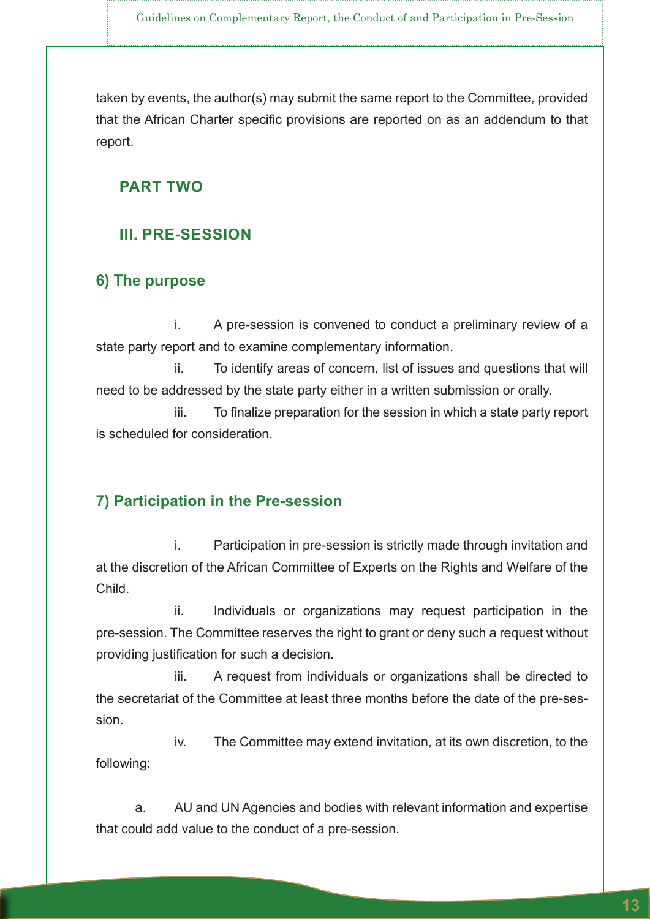taken by events, the author(s) may submit the same report to the Committee, provided that the African Charter specific provisions are reported on as an addendum to that report.

## PART TWO

## III. PRE-SESSION

### 6) The purpose

i. A pre-session is convened to conduct a preliminary review of a state party report and to examine complementary information.

ii. To identify areas of concern, list of issues and questions that will need to be addressed by the state party either in a written submission or orally.

iii. To finalize preparation for the session in which a state party report is scheduled for consideration.

### 7) Participation in the Pre-session

i. Participation in pre-session is strictly made through invitation and at the discretion of the African Committee of Experts on the Rights and Welfare of the Child.

ii. Individuals or organizations may request participation in the pre-session. The Committee reserves the right to grant or deny such a request without providing justification for such a decision.

iii. A request from individuals or organizations shall be directed to the secretariat of the Committee at least three months before the date of the pre-session.

iv. The Committee may extend invitation, at its own discretion, to the following:

a. AU and UN Agencies and bodies with relevant information and expertise that could add value to the conduct of a pre-session.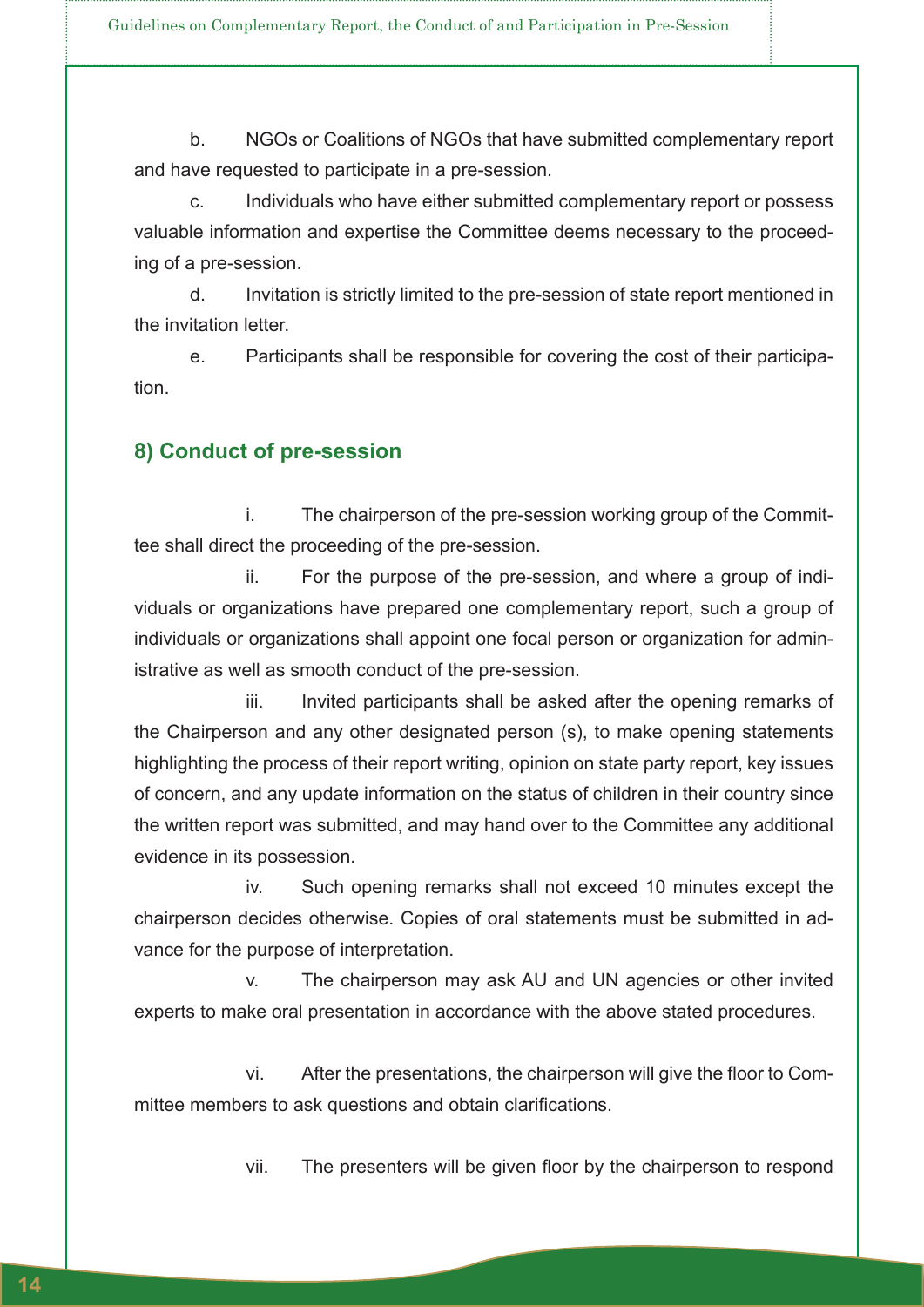b. NGOs or Coalitions of NGOs that have submitted complementary report and have requested to participate in a pre-session.

c. Individuals who have either submitted complementary report or possess valuable information and expertise the Committee deems necessary to the proceeding of a pre-session.

d. Invitation is strictly limited to the pre-session of state report mentioned in the invitation letter.

e. Participants shall be responsible for covering the cost of their participation.

### 8) Conduct of pre-session

i. The chairperson of the pre-session working group of the Committee shall direct the proceeding of the pre-session.

ii. For the purpose of the pre-session, and where a group of individuals or organizations have prepared one complementary report, such a group of individuals or organizations shall appoint one focal person or organization for administrative as well as smooth conduct of the pre-session.

iii. Invited participants shall be asked after the opening remarks of the Chairperson and any other designated person (s), to make opening statements highlighting the process of their report writing, opinion on state party report, key issues of concern, and any update information on the status of children in their country since the written report was submitted, and may hand over to the Committee any additional evidence in its possession.

iv. Such opening remarks shall not exceed 10 minutes except the chairperson decides otherwise. Copies of oral statements must be submitted in advance for the purpose of interpretation.

v. The chairperson may ask AU and UN agencies or other invited experts to make oral presentation in accordance with the above stated procedures.

vi. After the presentations, the chairperson will give the floor to Committee members to ask questions and obtain clarifications.

vii. The presenters will be given floor by the chairperson to respond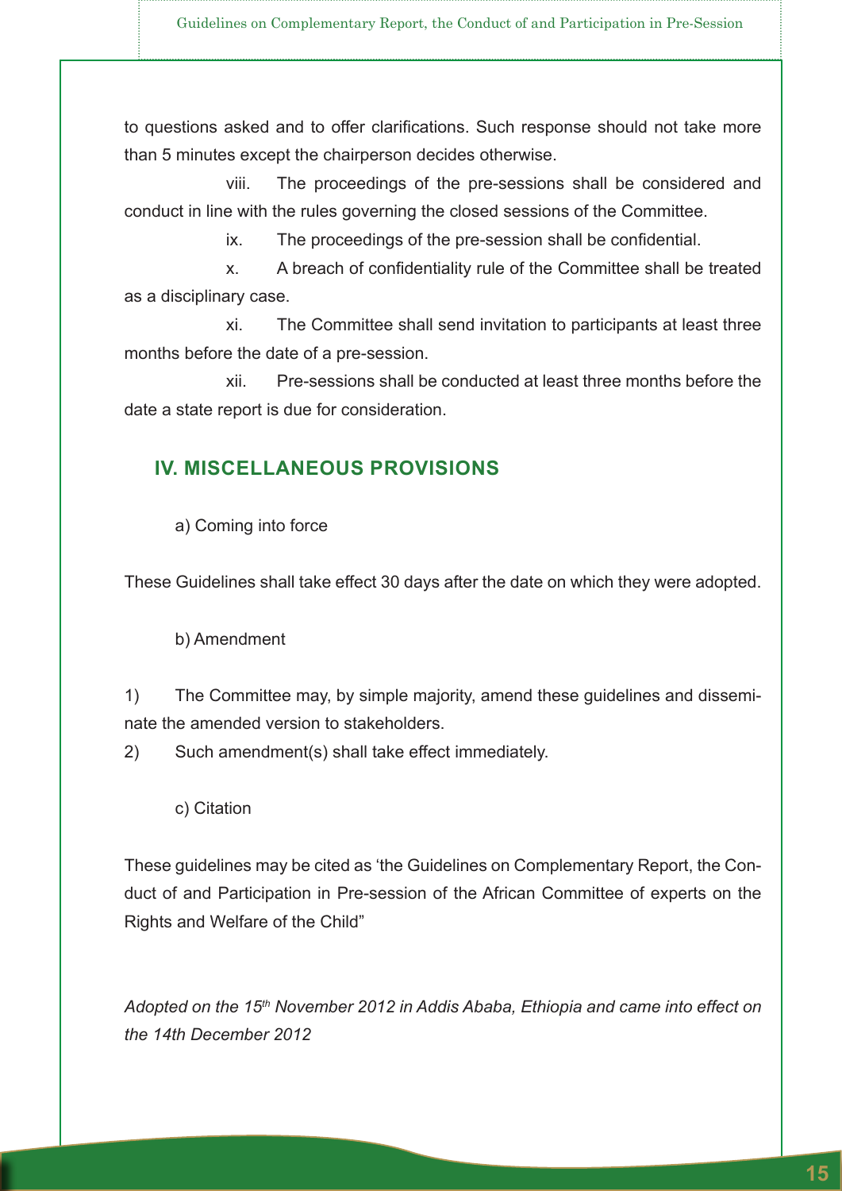to questions asked and to offer clarifications. Such response should not take more than 5 minutes except the chairperson decides otherwise.

viii. The proceedings of the pre-sessions shall be considered and conduct in line with the rules governing the closed sessions of the Committee.

ix. The proceedings of the pre-session shall be confidential.

x. A breach of confidentiality rule of the Committee shall be treated as a disciplinary case.

xi. The Committee shall send invitation to participants at least three months before the date of a pre-session.

xii. Pre-sessions shall be conducted at least three months before the date a state report is due for consideration.

## IV. MISCELLANEOUS PROVISIONS

a) Coming into force

These Guidelines shall take effect 30 days after the date on which they were adopted.

b) Amendment

1) The Committee may, by simple majority, amend these guidelines and disseminate the amended version to stakeholders.

2) Such amendment(s) shall take effect immediately.

c) Citation

These guidelines may be cited as 'the Guidelines on Complementary Report, the Conduct of and Participation in Pre-session of the African Committee of experts on the Rights and Welfare of the Child"

*Adopted on the 15th November 2012 in Addis Ababa, Ethiopia and came into effect on the 14th December 2012*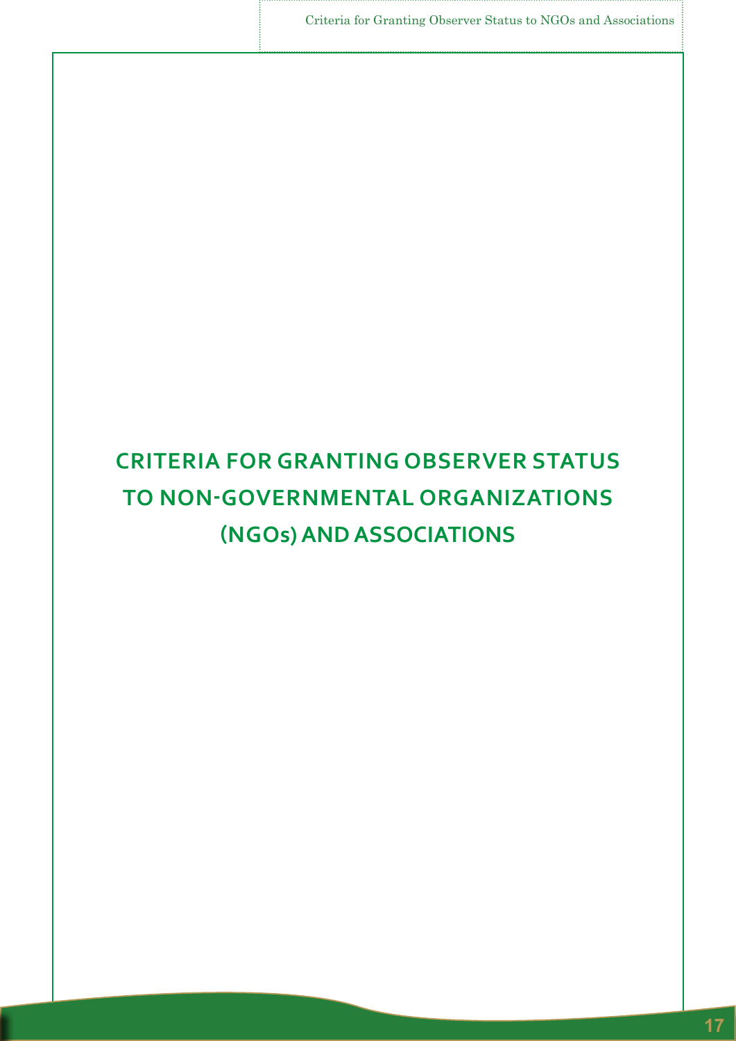# CRITERIA FOR GRANTING OBSERVER STATUS TO NON-GOVERNMENTAL ORGANIZATIONS (NGOs) AND ASSOCIATIONS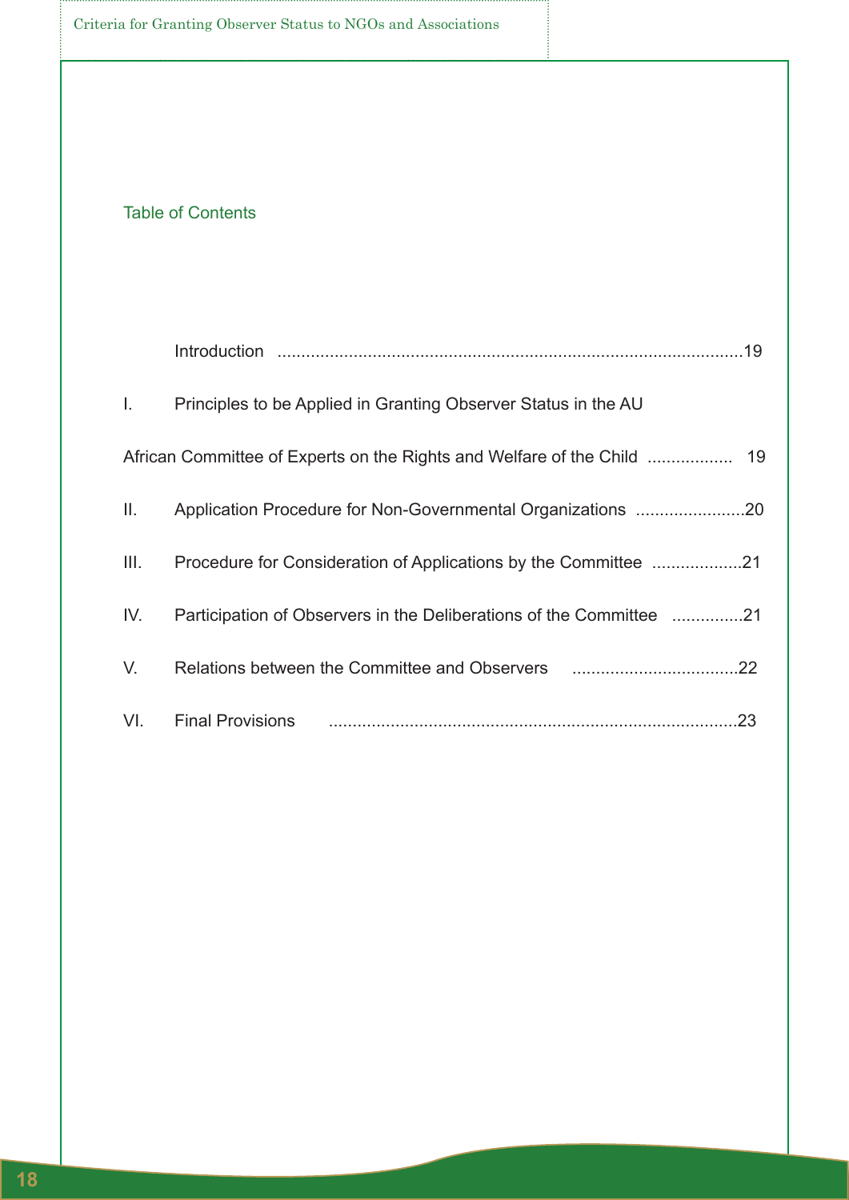## Table of Contents

Introduction .................................................................................................19

I. Principles to be Applied in Granting Observer Status in the AU

African Committee of Experts on the Rights and Welfare of the Child .................. 19

II. Application Procedure for Non-Governmental Organizations .......................20

III. Procedure for Consideration of Applications by the Committee ...................21

IV. Participation of Observers in the Deliberations of the Committee ...............21

V. Relations between the Committee and Observers ...................................22

VI. Final Provisions .....................................................................................23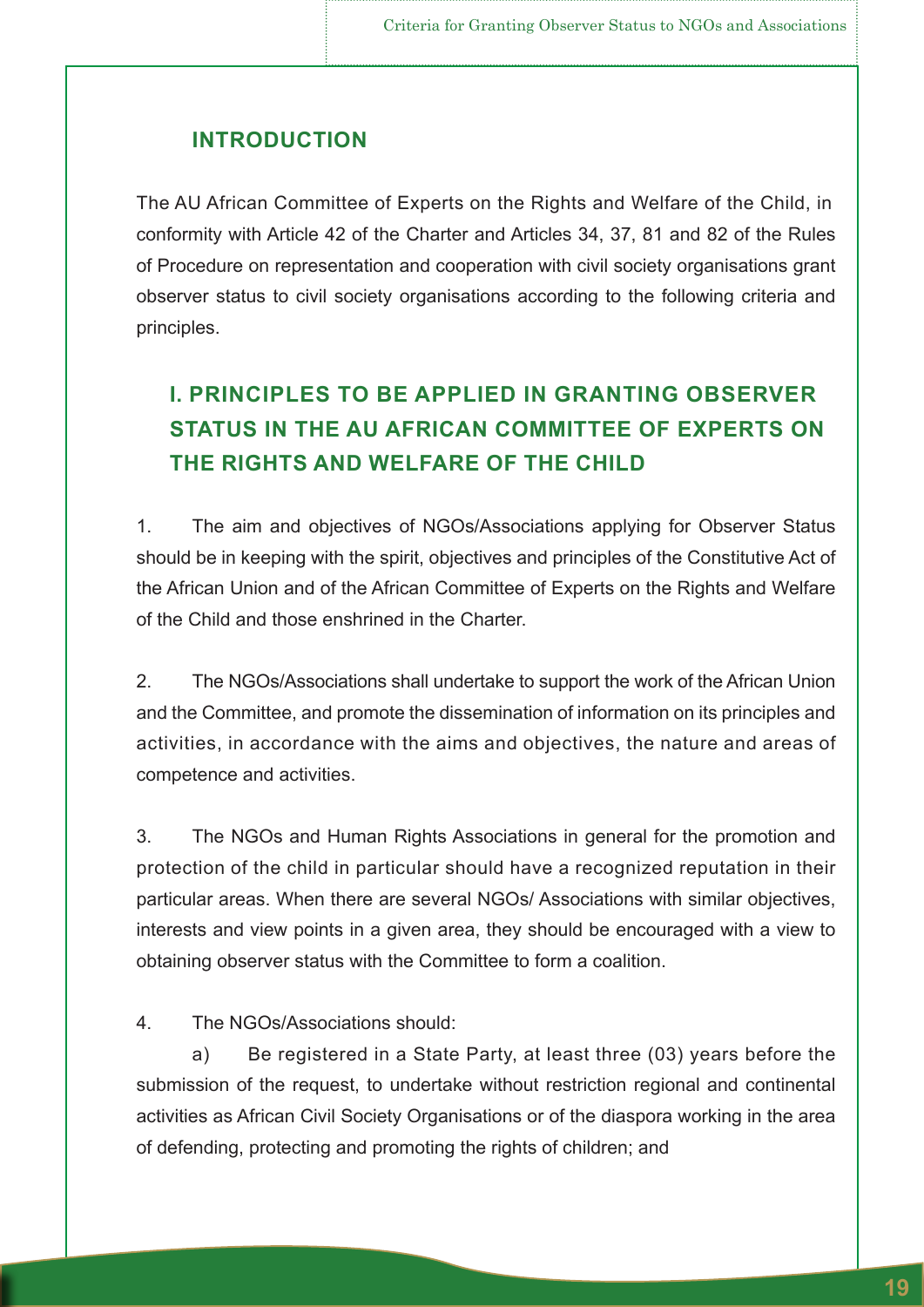## INTRODUCTION

The AU African Committee of Experts on the Rights and Welfare of the Child, in conformity with Article 42 of the Charter and Articles 34, 37, 81 and 82 of the Rules of Procedure on representation and cooperation with civil society organisations grant observer status to civil society organisations according to the following criteria and principles.

## I. PRINCIPLES TO BE APPLIED IN GRANTING OBSERVER STATUS IN THE AU AFRICAN COMMITTEE OF EXPERTS ON THE RIGHTS AND WELFARE OF THE CHILD

1. The aim and objectives of NGOs/Associations applying for Observer Status should be in keeping with the spirit, objectives and principles of the Constitutive Act of the African Union and of the African Committee of Experts on the Rights and Welfare of the Child and those enshrined in the Charter.

2. The NGOs/Associations shall undertake to support the work of the African Union and the Committee, and promote the dissemination of information on its principles and activities, in accordance with the aims and objectives, the nature and areas of competence and activities.

3. The NGOs and Human Rights Associations in general for the promotion and protection of the child in particular should have a recognized reputation in their particular areas. When there are several NGOs/ Associations with similar objectives, interests and view points in a given area, they should be encouraged with a view to obtaining observer status with the Committee to form a coalition.

4. The NGOs/Associations should:

   a) Be registered in a State Party, at least three (03) years before the submission of the request, to undertake without restriction regional and continental activities as African Civil Society Organisations or of the diaspora working in the area of defending, protecting and promoting the rights of children; and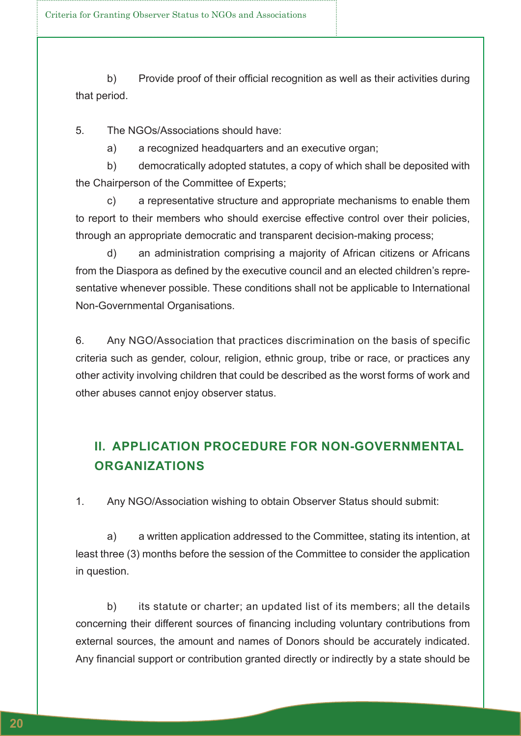b) Provide proof of their official recognition as well as their activities during that period.

5. The NGOs/Associations should have:

a) a recognized headquarters and an executive organ;

b) democratically adopted statutes, a copy of which shall be deposited with the Chairperson of the Committee of Experts;

c) a representative structure and appropriate mechanisms to enable them to report to their members who should exercise effective control over their policies, through an appropriate democratic and transparent decision-making process;

d) an administration comprising a majority of African citizens or Africans from the Diaspora as defined by the executive council and an elected children's representative whenever possible. These conditions shall not be applicable to International Non-Governmental Organisations.

6. Any NGO/Association that practices discrimination on the basis of specific criteria such as gender, colour, religion, ethnic group, tribe or race, or practices any other activity involving children that could be described as the worst forms of work and other abuses cannot enjoy observer status.

## II. APPLICATION PROCEDURE FOR NON-GOVERNMENTAL ORGANIZATIONS

1. Any NGO/Association wishing to obtain Observer Status should submit:

a) a written application addressed to the Committee, stating its intention, at least three (3) months before the session of the Committee to consider the application in question.

b) its statute or charter; an updated list of its members; all the details concerning their different sources of financing including voluntary contributions from external sources, the amount and names of Donors should be accurately indicated. Any financial support or contribution granted directly or indirectly by a state should be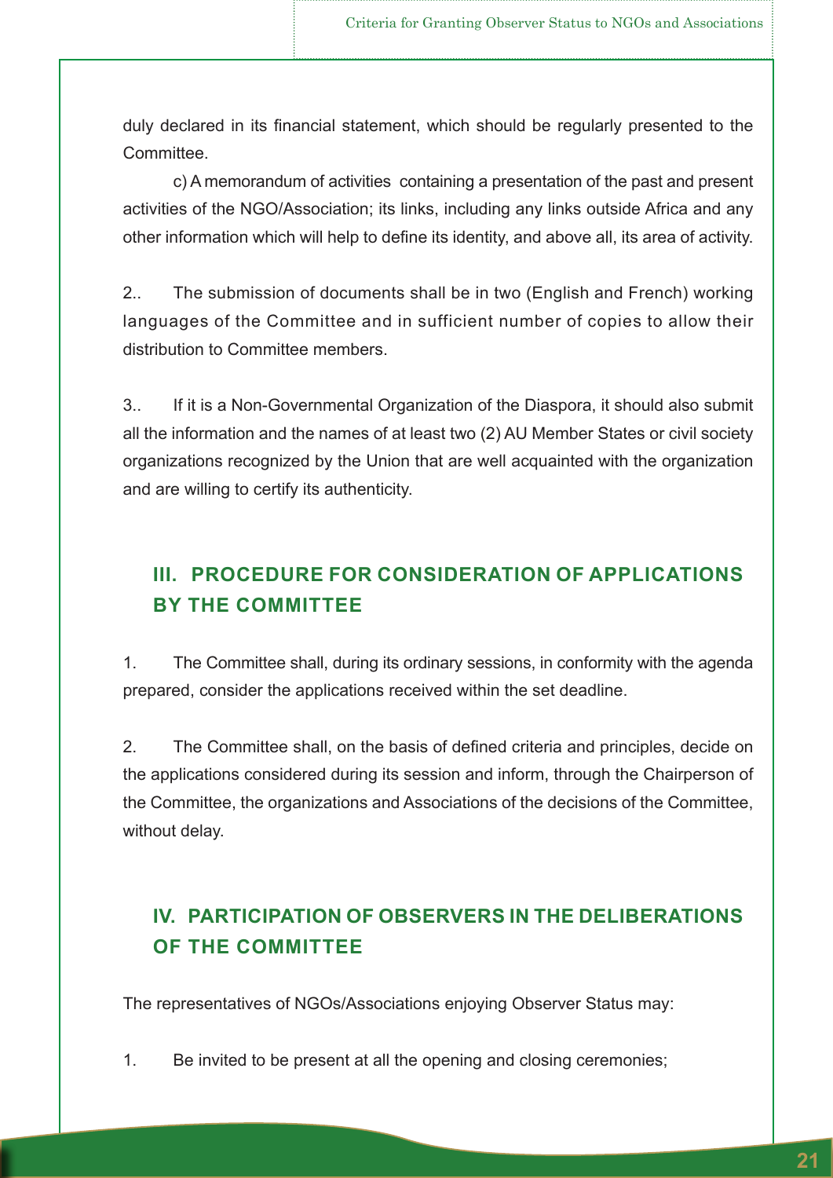duly declared in its financial statement, which should be regularly presented to the Committee.

c) A memorandum of activities containing a presentation of the past and present activities of the NGO/Association; its links, including any links outside Africa and any other information which will help to define its identity, and above all, its area of activity.

2.. The submission of documents shall be in two (English and French) working languages of the Committee and in sufficient number of copies to allow their distribution to Committee members.

3.. If it is a Non-Governmental Organization of the Diaspora, it should also submit all the information and the names of at least two (2) AU Member States or civil society organizations recognized by the Union that are well acquainted with the organization and are willing to certify its authenticity.

## III. PROCEDURE FOR CONSIDERATION OF APPLICATIONS BY THE COMMITTEE

1. The Committee shall, during its ordinary sessions, in conformity with the agenda prepared, consider the applications received within the set deadline.

2. The Committee shall, on the basis of defined criteria and principles, decide on the applications considered during its session and inform, through the Chairperson of the Committee, the organizations and Associations of the decisions of the Committee, without delay.

## IV. PARTICIPATION OF OBSERVERS IN THE DELIBERATIONS OF THE COMMITTEE

The representatives of NGOs/Associations enjoying Observer Status may:

1. Be invited to be present at all the opening and closing ceremonies;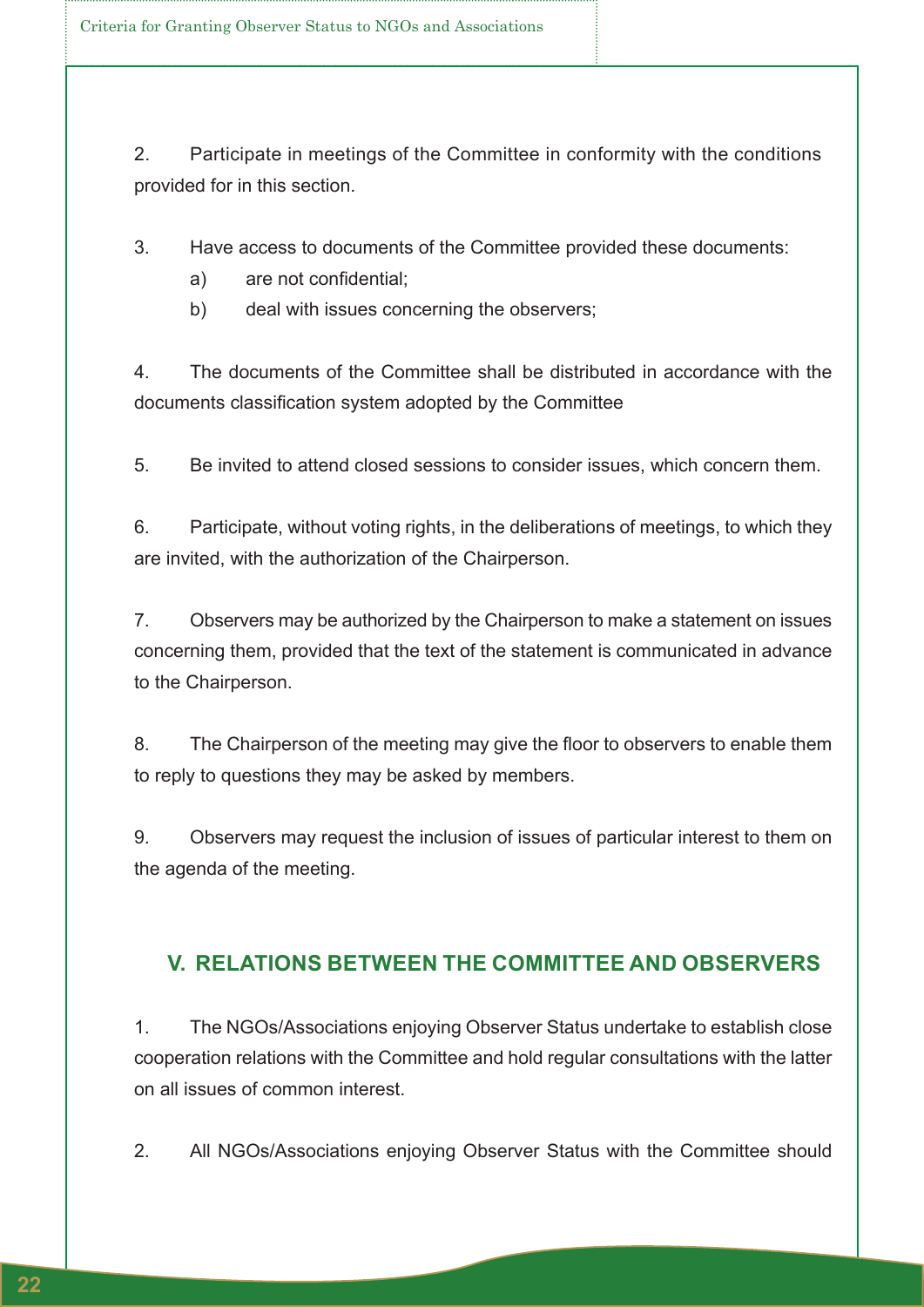2. Participate in meetings of the Committee in conformity with the conditions provided for in this section.

3. Have access to documents of the Committee provided these documents:
   a) are not confidential;
   b) deal with issues concerning the observers;

4. The documents of the Committee shall be distributed in accordance with the documents classification system adopted by the Committee

5. Be invited to attend closed sessions to consider issues, which concern them.

6. Participate, without voting rights, in the deliberations of meetings, to which they are invited, with the authorization of the Chairperson.

7. Observers may be authorized by the Chairperson to make a statement on issues concerning them, provided that the text of the statement is communicated in advance to the Chairperson.

8. The Chairperson of the meeting may give the floor to observers to enable them to reply to questions they may be asked by members.

9. Observers may request the inclusion of issues of particular interest to them on the agenda of the meeting.

## V. RELATIONS BETWEEN THE COMMITTEE AND OBSERVERS

1. The NGOs/Associations enjoying Observer Status undertake to establish close cooperation relations with the Committee and hold regular consultations with the latter on all issues of common interest.

2. All NGOs/Associations enjoying Observer Status with the Committee should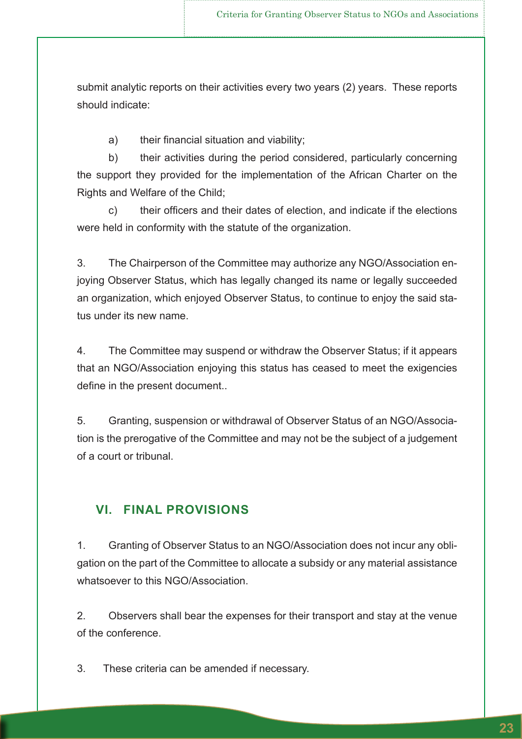submit analytic reports on their activities every two years (2) years. These reports should indicate:

a) their financial situation and viability;

b) their activities during the period considered, particularly concerning the support they provided for the implementation of the African Charter on the Rights and Welfare of the Child;

c) their officers and their dates of election, and indicate if the elections were held in conformity with the statute of the organization.

3. The Chairperson of the Committee may authorize any NGO/Association enjoying Observer Status, which has legally changed its name or legally succeeded an organization, which enjoyed Observer Status, to continue to enjoy the said status under its new name.

4. The Committee may suspend or withdraw the Observer Status; if it appears that an NGO/Association enjoying this status has ceased to meet the exigencies define in the present document..

5. Granting, suspension or withdrawal of Observer Status of an NGO/Association is the prerogative of the Committee and may not be the subject of a judgement of a court or tribunal.

## VI. FINAL PROVISIONS

1. Granting of Observer Status to an NGO/Association does not incur any obligation on the part of the Committee to allocate a subsidy or any material assistance whatsoever to this NGO/Association.

2. Observers shall bear the expenses for their transport and stay at the venue of the conference.

3. These criteria can be amended if necessary.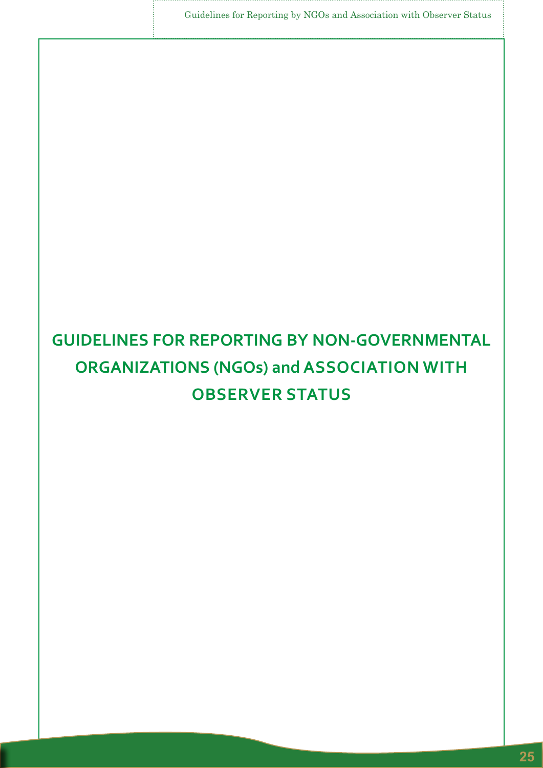# GUIDELINES FOR REPORTING BY NON-GOVERNMENTAL ORGANIZATIONS (NGOs) and ASSOCIATION WITH OBSERVER STATUS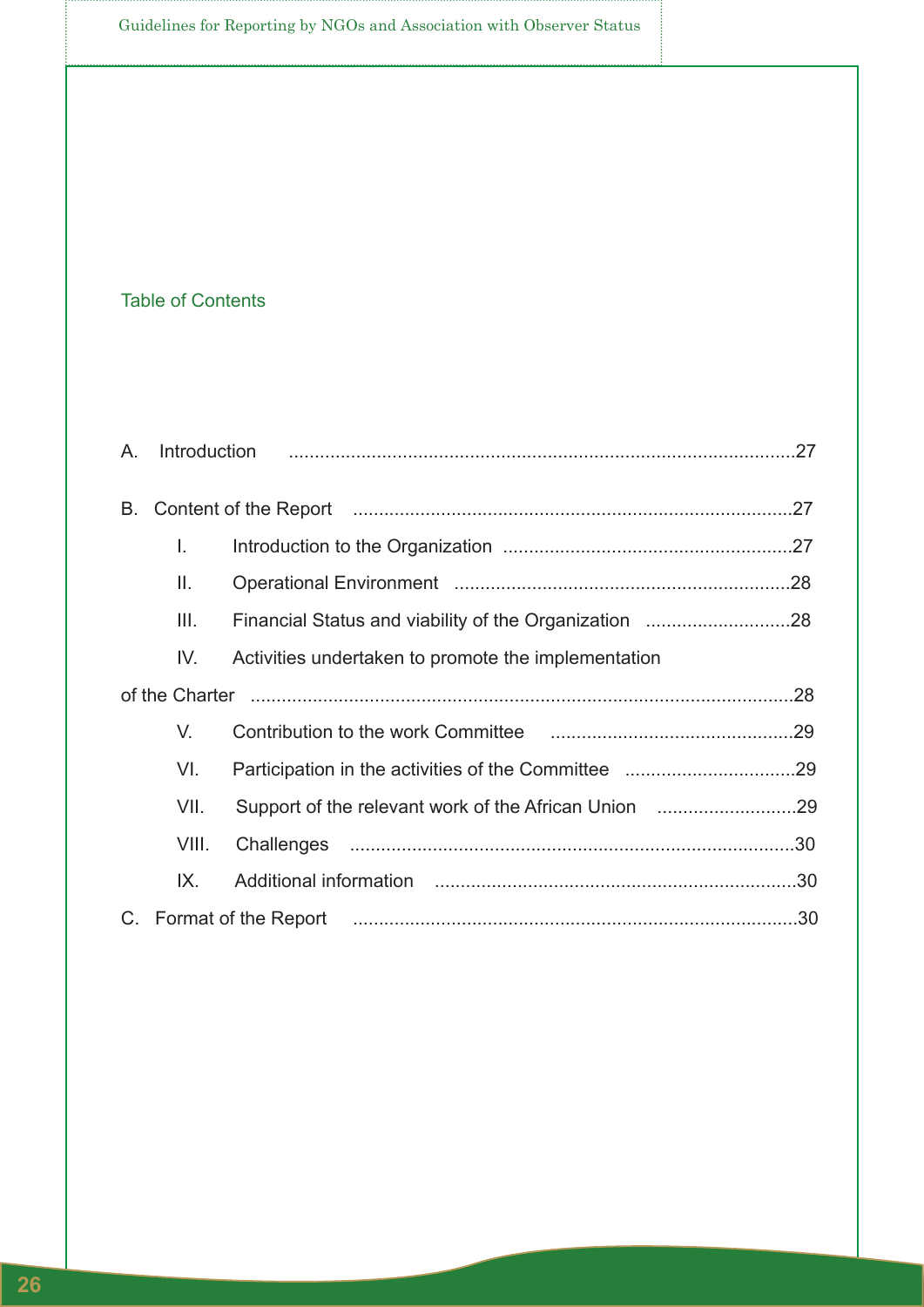## Table of Contents

A. Introduction ....................................................................................................27

B. Content of the Report .......................................................................................27

- I. Introduction to the Organization ........................................................27
- II. Operational Environment ..................................................................28
- III. Financial Status and viability of the Organization ............................28
- IV. Activities undertaken to promote the implementation of the Charter ..........................................................................................................28
- V. Contribution to the work Committee ...............................................29
- VI. Participation in the activities of the Committee .................................29
- VII. Support of the relevant work of the African Union ...........................29
- VIII. Challenges .......................................................................................30
- IX. Additional information ......................................................................30

C. Format of the Report .......................................................................................30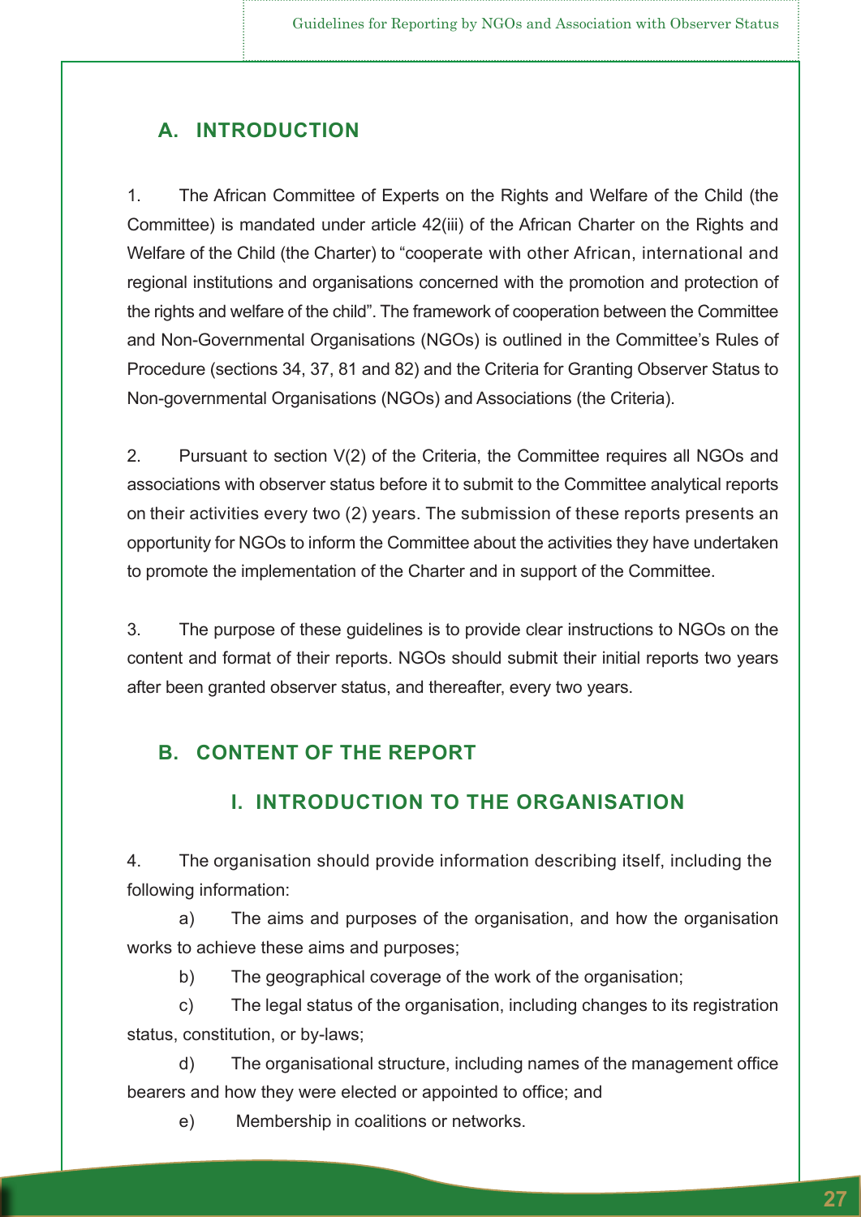## A. INTRODUCTION

1. The African Committee of Experts on the Rights and Welfare of the Child (the Committee) is mandated under article 42(iii) of the African Charter on the Rights and Welfare of the Child (the Charter) to "cooperate with other African, international and regional institutions and organisations concerned with the promotion and protection of the rights and welfare of the child". The framework of cooperation between the Committee and Non-Governmental Organisations (NGOs) is outlined in the Committee's Rules of Procedure (sections 34, 37, 81 and 82) and the Criteria for Granting Observer Status to Non-governmental Organisations (NGOs) and Associations (the Criteria).

2. Pursuant to section V(2) of the Criteria, the Committee requires all NGOs and associations with observer status before it to submit to the Committee analytical reports on their activities every two (2) years. The submission of these reports presents an opportunity for NGOs to inform the Committee about the activities they have undertaken to promote the implementation of the Charter and in support of the Committee.

3. The purpose of these guidelines is to provide clear instructions to NGOs on the content and format of their reports. NGOs should submit their initial reports two years after been granted observer status, and thereafter, every two years.

## B. CONTENT OF THE REPORT

### I. INTRODUCTION TO THE ORGANISATION

4. The organisation should provide information describing itself, including the following information:

   a) The aims and purposes of the organisation, and how the organisation works to achieve these aims and purposes;

   b) The geographical coverage of the work of the organisation;

   c) The legal status of the organisation, including changes to its registration status, constitution, or by-laws;

   d) The organisational structure, including names of the management office bearers and how they were elected or appointed to office; and

   e) Membership in coalitions or networks.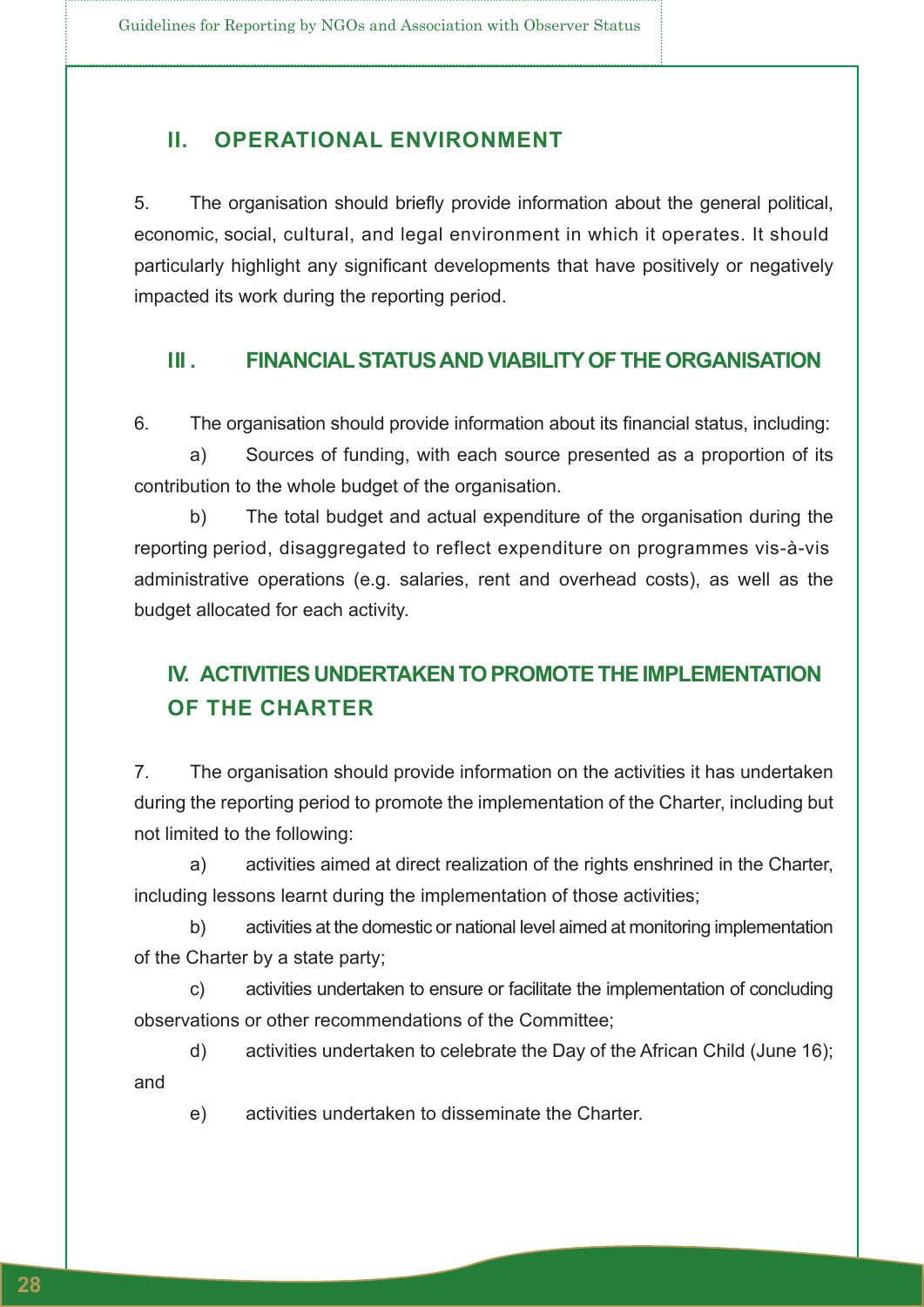## II. OPERATIONAL ENVIRONMENT

5. The organisation should briefly provide information about the general political, economic, social, cultural, and legal environment in which it operates. It should particularly highlight any significant developments that have positively or negatively impacted its work during the reporting period.

## III . FINANCIAL STATUS AND VIABILITY OF THE ORGANISATION

6. The organisation should provide information about its financial status, including:

a) Sources of funding, with each source presented as a proportion of its contribution to the whole budget of the organisation.

b) The total budget and actual expenditure of the organisation during the reporting period, disaggregated to reflect expenditure on programmes vis-à-vis administrative operations (e.g. salaries, rent and overhead costs), as well as the budget allocated for each activity.

## IV. ACTIVITIES UNDERTAKEN TO PROMOTE THE IMPLEMENTATION OF THE CHARTER

7. The organisation should provide information on the activities it has undertaken during the reporting period to promote the implementation of the Charter, including but not limited to the following:

a) activities aimed at direct realization of the rights enshrined in the Charter, including lessons learnt during the implementation of those activities;

b) activities at the domestic or national level aimed at monitoring implementation of the Charter by a state party;

c) activities undertaken to ensure or facilitate the implementation of concluding observations or other recommendations of the Committee;

d) activities undertaken to celebrate the Day of the African Child (June 16); and

e) activities undertaken to disseminate the Charter.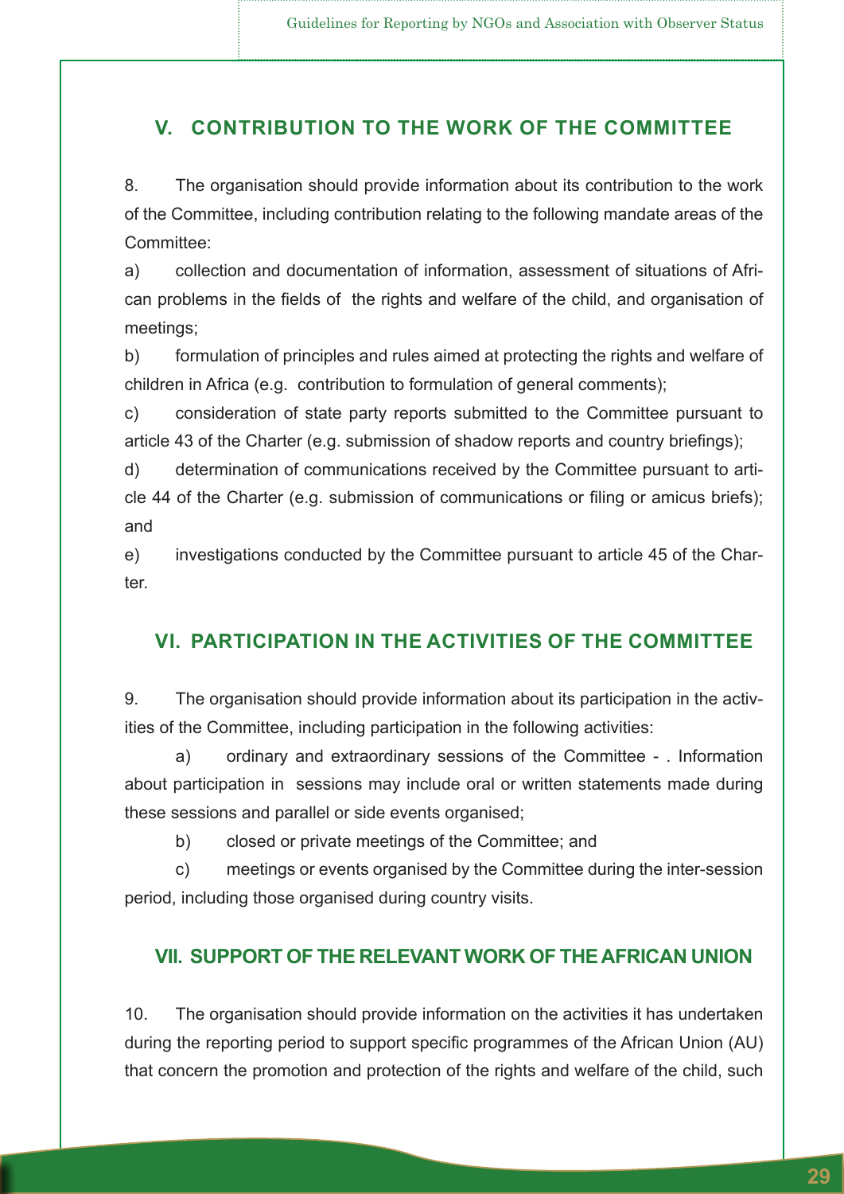## V. CONTRIBUTION TO THE WORK OF THE COMMITTEE

8. The organisation should provide information about its contribution to the work of the Committee, including contribution relating to the following mandate areas of the Committee:

a) collection and documentation of information, assessment of situations of African problems in the fields of the rights and welfare of the child, and organisation of meetings;

b) formulation of principles and rules aimed at protecting the rights and welfare of children in Africa (e.g. contribution to formulation of general comments);

c) consideration of state party reports submitted to the Committee pursuant to article 43 of the Charter (e.g. submission of shadow reports and country briefings);

d) determination of communications received by the Committee pursuant to article 44 of the Charter (e.g. submission of communications or filing or amicus briefs); and

e) investigations conducted by the Committee pursuant to article 45 of the Charter.

## VI. PARTICIPATION IN THE ACTIVITIES OF THE COMMITTEE

9. The organisation should provide information about its participation in the activities of the Committee, including participation in the following activities:

a) ordinary and extraordinary sessions of the Committee - . Information about participation in sessions may include oral or written statements made during these sessions and parallel or side events organised;

b) closed or private meetings of the Committee; and

c) meetings or events organised by the Committee during the inter-session period, including those organised during country visits.

## VII. SUPPORT OF THE RELEVANT WORK OF THE AFRICAN UNION

10. The organisation should provide information on the activities it has undertaken during the reporting period to support specific programmes of the African Union (AU) that concern the promotion and protection of the rights and welfare of the child, such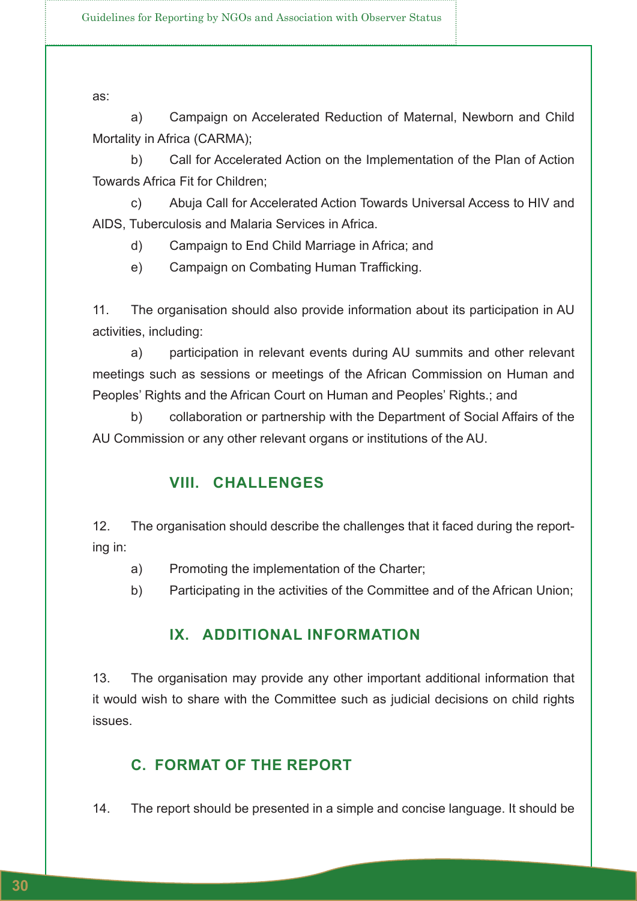as:

a) Campaign on Accelerated Reduction of Maternal, Newborn and Child Mortality in Africa (CARMA);

b) Call for Accelerated Action on the Implementation of the Plan of Action Towards Africa Fit for Children;

c) Abuja Call for Accelerated Action Towards Universal Access to HIV and AIDS, Tuberculosis and Malaria Services in Africa.

d) Campaign to End Child Marriage in Africa; and

e) Campaign on Combating Human Trafficking.

11. The organisation should also provide information about its participation in AU activities, including:

a) participation in relevant events during AU summits and other relevant meetings such as sessions or meetings of the African Commission on Human and Peoples' Rights and the African Court on Human and Peoples' Rights.; and

b) collaboration or partnership with the Department of Social Affairs of the AU Commission or any other relevant organs or institutions of the AU.

### VIII. CHALLENGES

12. The organisation should describe the challenges that it faced during the reporting in:

a) Promoting the implementation of the Charter;

b) Participating in the activities of the Committee and of the African Union;

### IX. ADDITIONAL INFORMATION

13. The organisation may provide any other important additional information that it would wish to share with the Committee such as judicial decisions on child rights issues.

## C. FORMAT OF THE REPORT

14. The report should be presented in a simple and concise language. It should be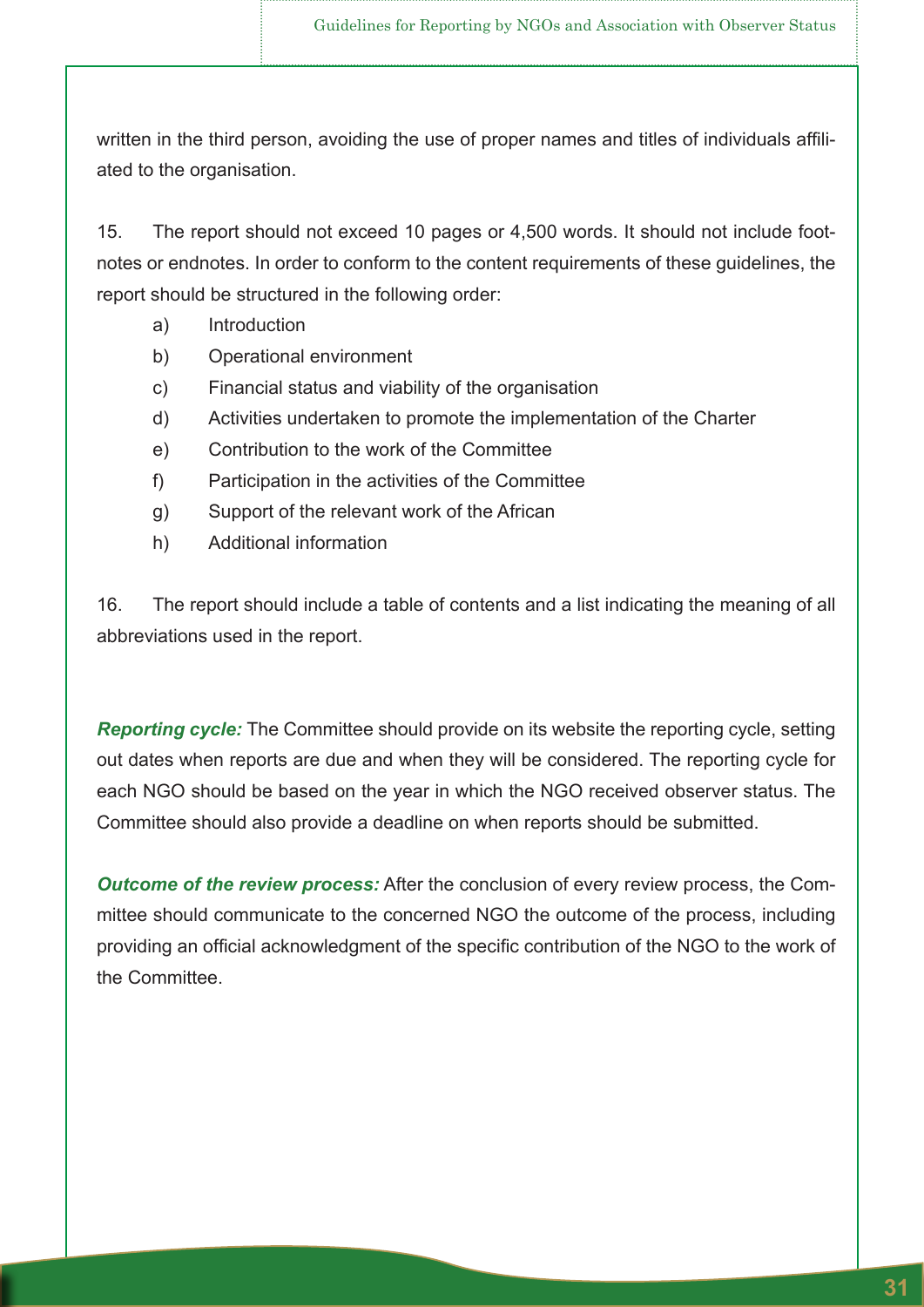written in the third person, avoiding the use of proper names and titles of individuals affiliated to the organisation.

15. The report should not exceed 10 pages or 4,500 words. It should not include footnotes or endnotes. In order to conform to the content requirements of these guidelines, the report should be structured in the following order:

a) Introduction
b) Operational environment
c) Financial status and viability of the organisation
d) Activities undertaken to promote the implementation of the Charter
e) Contribution to the work of the Committee
f) Participation in the activities of the Committee
g) Support of the relevant work of the African
h) Additional information

16. The report should include a table of contents and a list indicating the meaning of all abbreviations used in the report.

***Reporting cycle:*** The Committee should provide on its website the reporting cycle, setting out dates when reports are due and when they will be considered. The reporting cycle for each NGO should be based on the year in which the NGO received observer status. The Committee should also provide a deadline on when reports should be submitted.

***Outcome of the review process:*** After the conclusion of every review process, the Committee should communicate to the concerned NGO the outcome of the process, including providing an official acknowledgment of the specific contribution of the NGO to the work of the Committee.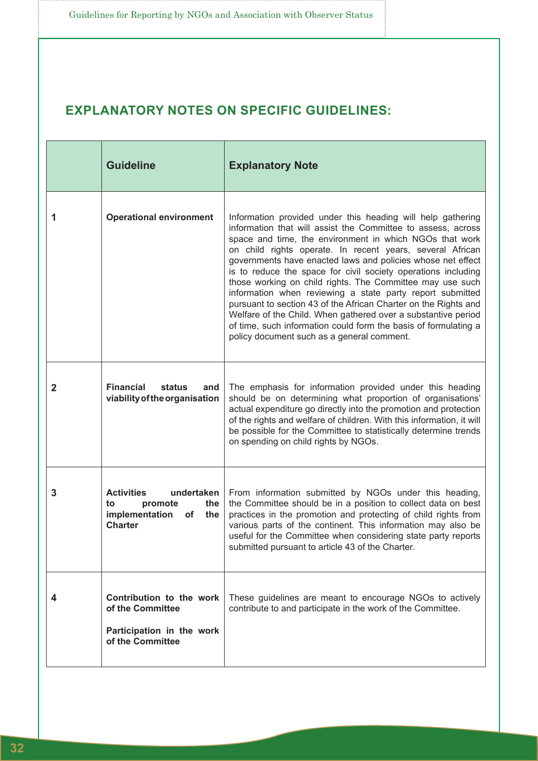## EXPLANATORY NOTES ON SPECIFIC GUIDELINES:

| | Guideline | Explanatory Note |
|---|---|---|
| 1 | **Operational environment** | Information provided under this heading will help gathering information that will assist the Committee to assess, across space and time, the environment in which NGOs that work on child rights operate. In recent years, several African governments have enacted laws and policies whose net effect is to reduce the space for civil society operations including those working on child rights. The Committee may use such information when reviewing a state party report submitted pursuant to section 43 of the African Charter on the Rights and Welfare of the Child. When gathered over a substantive period of time, such information could form the basis of formulating a policy document such as a general comment. |
| 2 | **Financial status and viability of the organisation** | The emphasis for information provided under this heading should be on determining what proportion of organisations' actual expenditure go directly into the promotion and protection of the rights and welfare of children. With this information, it will be possible for the Committee to statistically determine trends on spending on child rights by NGOs. |
| 3 | **Activities undertaken to promote the implementation of the Charter** | From information submitted by NGOs under this heading, the Committee should be in a position to collect data on best practices in the promotion and protecting of child rights from various parts of the continent. This information may also be useful for the Committee when considering state party reports submitted pursuant to article 43 of the Charter. |
| 4 | **Contribution to the work of the Committee**<br><br>**Participation in the work of the Committee** | These guidelines are meant to encourage NGOs to actively contribute to and participate in the work of the Committee. |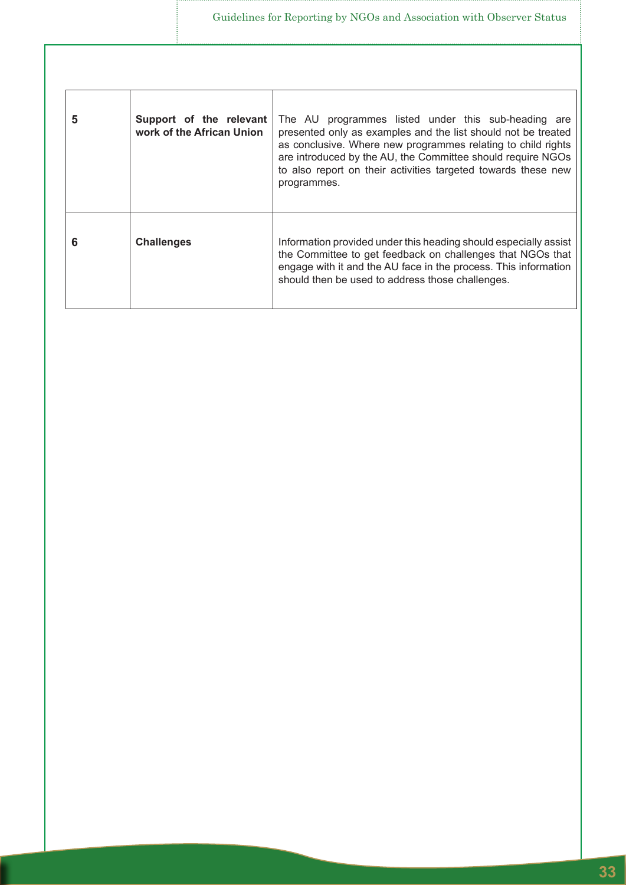| | | |
|---|---|---|
| 5 | **Support of the relevant work of the African Union** | The AU programmes listed under this sub-heading are presented only as examples and the list should not be treated as conclusive. Where new programmes relating to child rights are introduced by the AU, the Committee should require NGOs to also report on their activities targeted towards these new programmes. |
| 6 | **Challenges** | Information provided under this heading should especially assist the Committee to get feedback on challenges that NGOs that engage with it and the AU face in the process. This information should then be used to address those challenges. |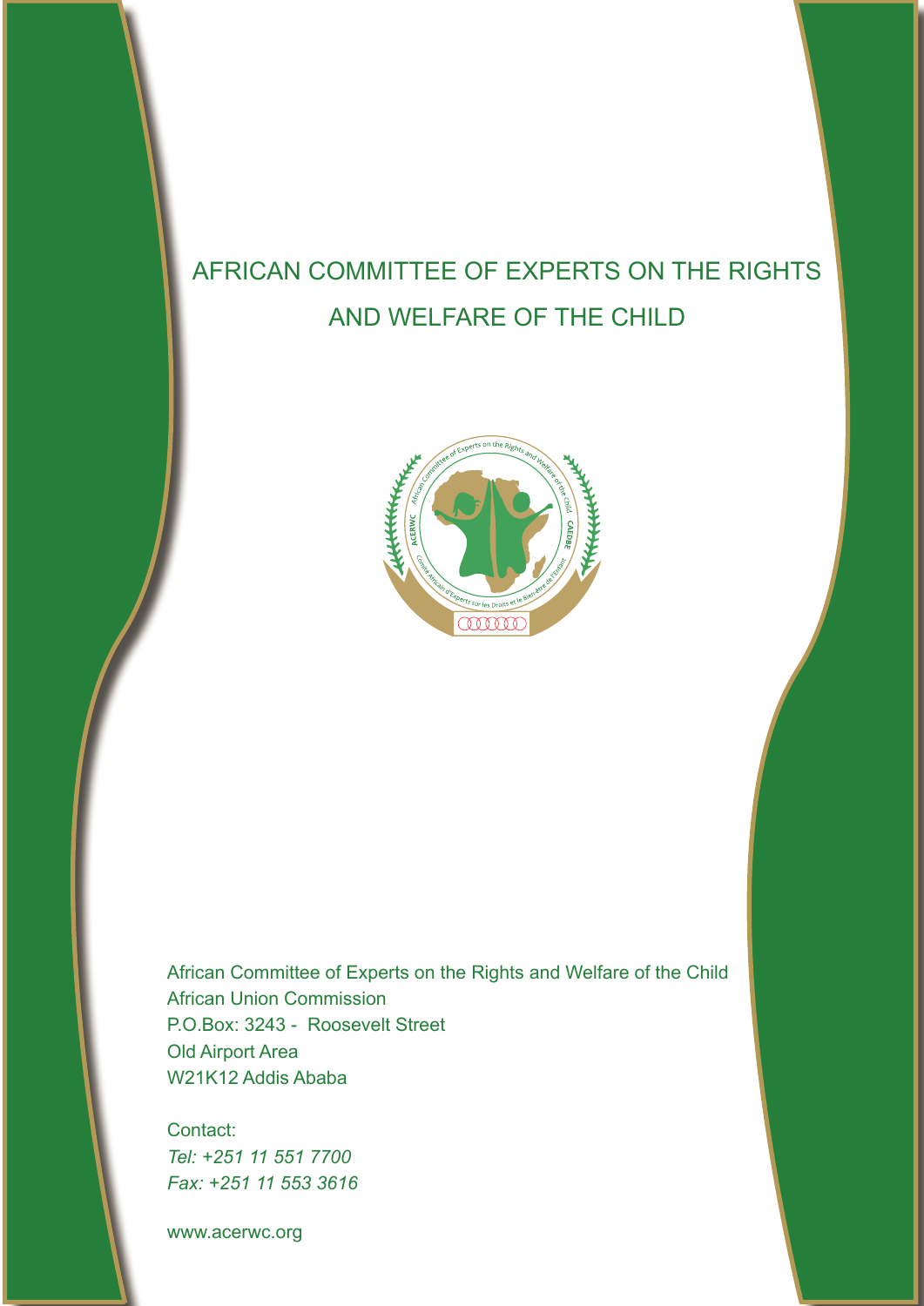# AFRICAN COMMITTEE OF EXPERTS ON THE RIGHTS AND WELFARE OF THE CHILD

African Committee of Experts on the Rights and Welfare of the Child
African Union Commission
P.O.Box: 3243 - Roosevelt Street
Old Airport Area
W21K12 Addis Ababa

Contact:
*Tel: +251 11 551 7700*
*Fax: +251 11 553 3616*

www.acerwc.org